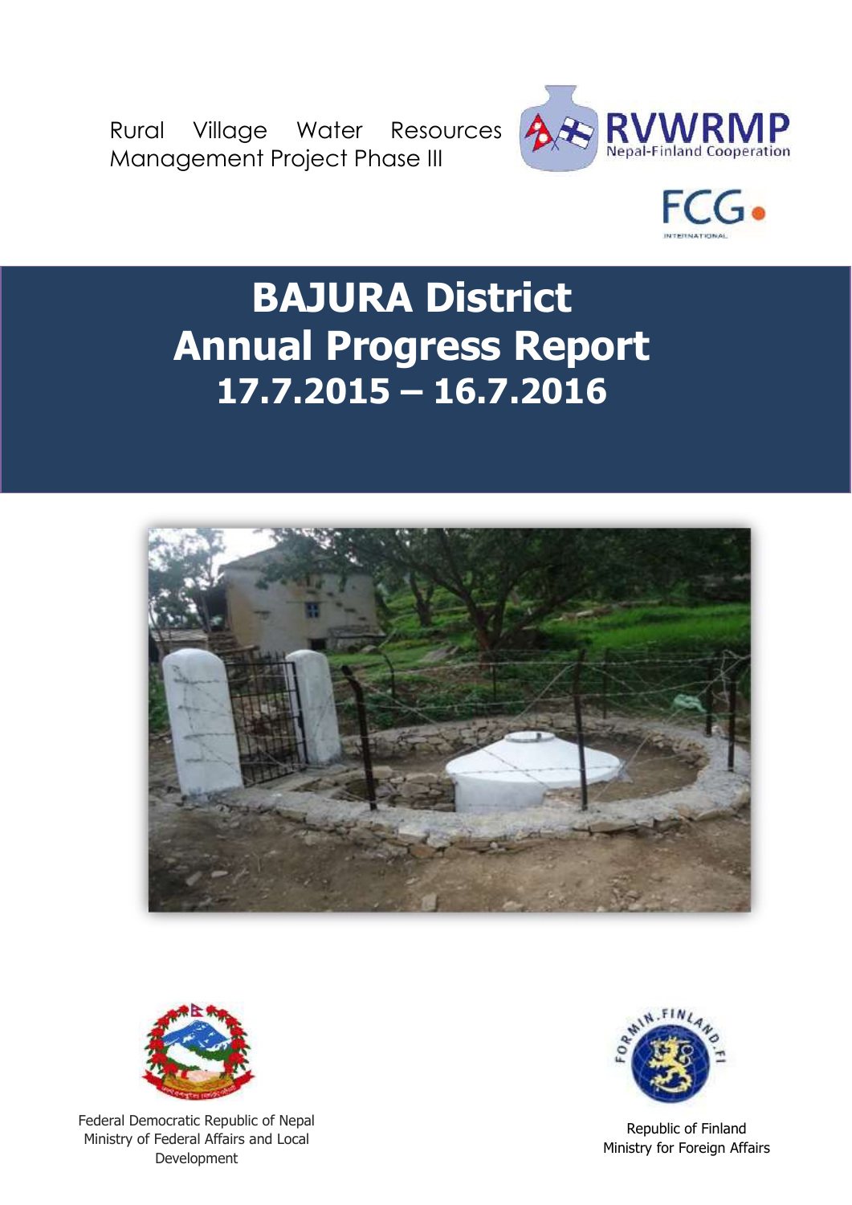Rural Village Water Resources Management Project Phase III

RVWRMP
Nepal-Finland Cooperation

FCG
INTERNATIONAL

# BAJURA District Annual Progress Report 17.7.2015 – 16.7.2016

Federal Democratic Republic of Nepal
Ministry of Federal Affairs and Local Development

Republic of Finland
Ministry for Foreign Affairs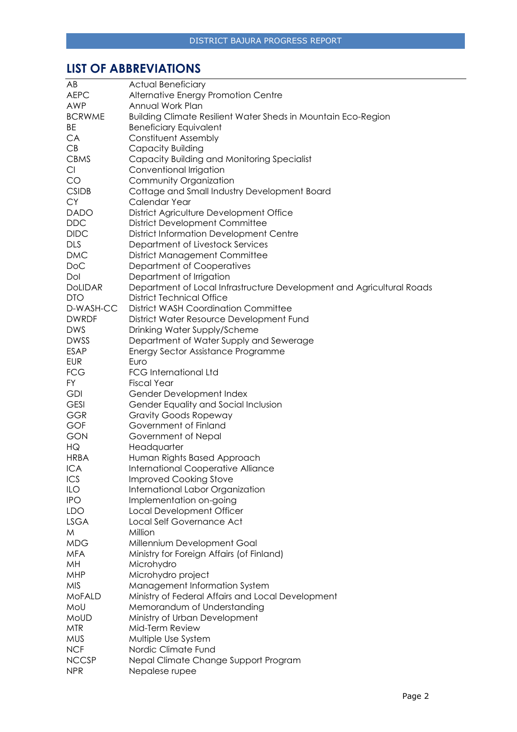## LIST OF ABBREVIATIONS

| | |
|---|---|
| AB | Actual Beneficiary |
| AEPC | Alternative Energy Promotion Centre |
| AWP | Annual Work Plan |
| BCRWME | Building Climate Resilient Water Sheds in Mountain Eco-Region |
| BE | Beneficiary Equivalent |
| CA | Constituent Assembly |
| CB | Capacity Building |
| CBMS | Capacity Building and Monitoring Specialist |
| CI | Conventional Irrigation |
| CO | Community Organization |
| CSIDB | Cottage and Small Industry Development Board |
| CY | Calendar Year |
| DADO | District Agriculture Development Office |
| DDC | District Development Committee |
| DIDC | District Information Development Centre |
| DLS | Department of Livestock Services |
| DMC | District Management Committee |
| DoC | Department of Cooperatives |
| DoI | Department of Irrigation |
| DoLIDAR | Department of Local Infrastructure Development and Agricultural Roads |
| DTO | District Technical Office |
| D-WASH-CC | District WASH Coordination Committee |
| DWRDF | District Water Resource Development Fund |
| DWS | Drinking Water Supply/Scheme |
| DWSS | Department of Water Supply and Sewerage |
| ESAP | Energy Sector Assistance Programme |
| EUR | Euro |
| FCG | FCG International Ltd |
| FY | Fiscal Year |
| GDI | Gender Development Index |
| GESI | Gender Equality and Social Inclusion |
| GGR | Gravity Goods Ropeway |
| GOF | Government of Finland |
| GON | Government of Nepal |
| HQ | Headquarter |
| HRBA | Human Rights Based Approach |
| ICA | International Cooperative Alliance |
| ICS | Improved Cooking Stove |
| ILO | International Labor Organization |
| IPO | Implementation on-going |
| LDO | Local Development Officer |
| LSGA | Local Self Governance Act |
| M | Million |
| MDG | Millennium Development Goal |
| MFA | Ministry for Foreign Affairs (of Finland) |
| MH | Microhydro |
| MHP | Microhydro project |
| MIS | Management Information System |
| MoFALD | Ministry of Federal Affairs and Local Development |
| MoU | Memorandum of Understanding |
| MoUD | Ministry of Urban Development |
| MTR | Mid-Term Review |
| MUS | Multiple Use System |
| NCF | Nordic Climate Fund |
| NCCSP | Nepal Climate Change Support Program |
| NPR | Nepalese rupee |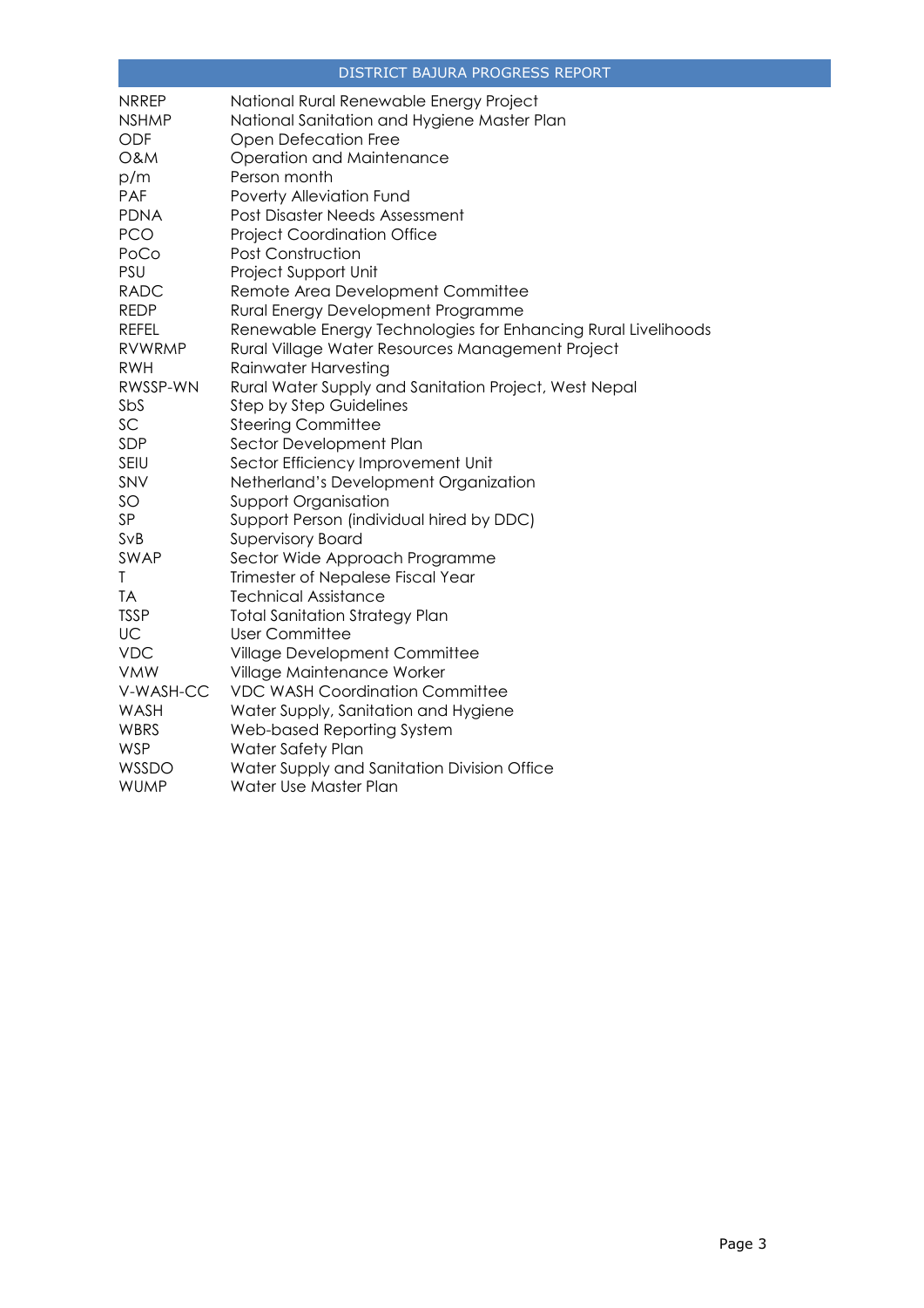| | |
|---|---|
| NRREP | National Rural Renewable Energy Project |
| NSHMP | National Sanitation and Hygiene Master Plan |
| ODF | Open Defecation Free |
| O&M | Operation and Maintenance |
| p/m | Person month |
| PAF | Poverty Alleviation Fund |
| PDNA | Post Disaster Needs Assessment |
| PCO | Project Coordination Office |
| PoCo | Post Construction |
| PSU | Project Support Unit |
| RADC | Remote Area Development Committee |
| REDP | Rural Energy Development Programme |
| REFEL | Renewable Energy Technologies for Enhancing Rural Livelihoods |
| RVWRMP | Rural Village Water Resources Management Project |
| RWH | Rainwater Harvesting |
| RWSSP-WN | Rural Water Supply and Sanitation Project, West Nepal |
| SbS | Step by Step Guidelines |
| SC | Steering Committee |
| SDP | Sector Development Plan |
| SEIU | Sector Efficiency Improvement Unit |
| SNV | Netherland's Development Organization |
| SO | Support Organisation |
| SP | Support Person (individual hired by DDC) |
| SvB | Supervisory Board |
| SWAP | Sector Wide Approach Programme |
| T | Trimester of Nepalese Fiscal Year |
| TA | Technical Assistance |
| TSSP | Total Sanitation Strategy Plan |
| UC | User Committee |
| VDC | Village Development Committee |
| VMW | Village Maintenance Worker |
| V-WASH-CC | VDC WASH Coordination Committee |
| WASH | Water Supply, Sanitation and Hygiene |
| WBRS | Web-based Reporting System |
| WSP | Water Safety Plan |
| WSSDO | Water Supply and Sanitation Division Office |
| WUMP | Water Use Master Plan |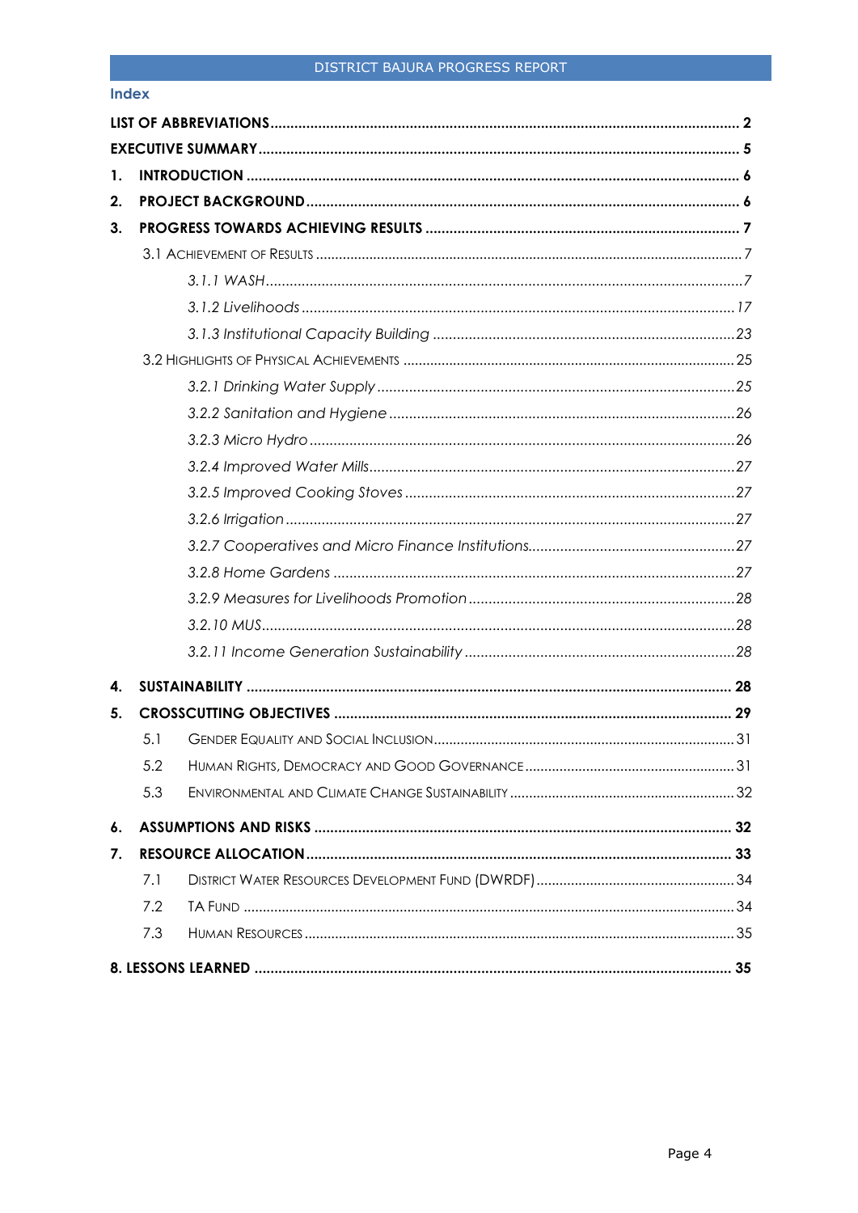## Index

**LIST OF ABBREVIATIONS** ..... **2**

**EXECUTIVE SUMMARY** ..... **5**

**1. INTRODUCTION** ..... **6**

**2. PROJECT BACKGROUND** ..... **6**

**3. PROGRESS TOWARDS ACHIEVING RESULTS** ..... **7**

- 3.1 ACHIEVEMENT OF RESULTS ..... 7
  - *3.1.1 WASH* ..... *7*
  - *3.1.2 Livelihoods* ..... *17*
  - *3.1.3 Institutional Capacity Building* ..... *23*
- 3.2 HIGHLIGHTS OF PHYSICAL ACHIEVEMENTS ..... 25
  - *3.2.1 Drinking Water Supply* ..... *25*
  - *3.2.2 Sanitation and Hygiene* ..... *26*
  - *3.2.3 Micro Hydro* ..... *26*
  - *3.2.4 Improved Water Mills* ..... *27*
  - *3.2.5 Improved Cooking Stoves* ..... *27*
  - *3.2.6 Irrigation* ..... *27*
  - *3.2.7 Cooperatives and Micro Finance Institutions* ..... *27*
  - *3.2.8 Home Gardens* ..... *27*
  - *3.2.9 Measures for Livelihoods Promotion* ..... *28*
  - *3.2.10 MUS* ..... *28*
  - *3.2.11 Income Generation Sustainability* ..... *28*

**4. SUSTAINABILITY** ..... **28**

**5. CROSSCUTTING OBJECTIVES** ..... **29**

- 5.1 GENDER EQUALITY AND SOCIAL INCLUSION ..... 31
- 5.2 HUMAN RIGHTS, DEMOCRACY AND GOOD GOVERNANCE ..... 31
- 5.3 ENVIRONMENTAL AND CLIMATE CHANGE SUSTAINABILITY ..... 32

**6. ASSUMPTIONS AND RISKS** ..... **32**

**7. RESOURCE ALLOCATION** ..... **33**

- 7.1 DISTRICT WATER RESOURCES DEVELOPMENT FUND (DWRDF) ..... 34
- 7.2 TA FUND ..... 34
- 7.3 HUMAN RESOURCES ..... 35

**8. LESSONS LEARNED** ..... **35**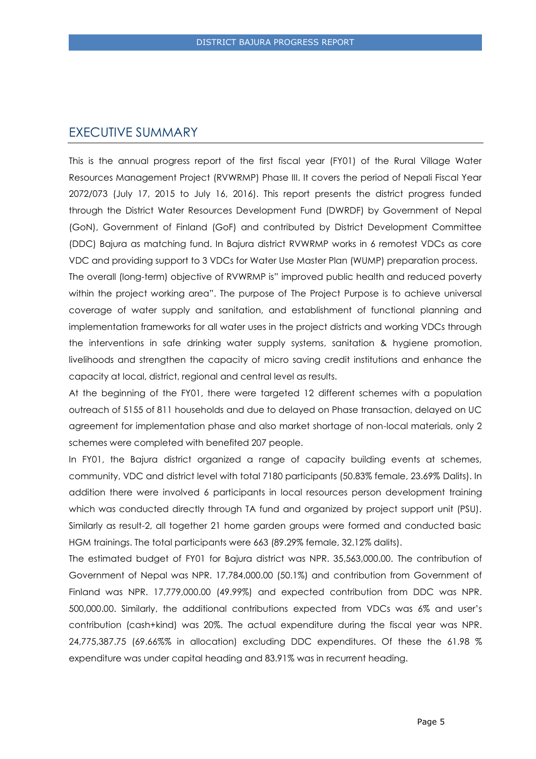# EXECUTIVE SUMMARY

This is the annual progress report of the first fiscal year (FY01) of the Rural Village Water Resources Management Project (RVWRMP) Phase III. It covers the period of Nepali Fiscal Year 2072/073 (July 17, 2015 to July 16, 2016). This report presents the district progress funded through the District Water Resources Development Fund (DWRDF) by Government of Nepal (GoN), Government of Finland (GoF) and contributed by District Development Committee (DDC) Bajura as matching fund. In Bajura district RVWRMP works in 6 remotest VDCs as core VDC and providing support to 3 VDCs for Water Use Master Plan (WUMP) preparation process.

The overall (long-term) objective of RVWRMP is" improved public health and reduced poverty within the project working area". The purpose of The Project Purpose is to achieve universal coverage of water supply and sanitation, and establishment of functional planning and implementation frameworks for all water uses in the project districts and working VDCs through the interventions in safe drinking water supply systems, sanitation & hygiene promotion, livelihoods and strengthen the capacity of micro saving credit institutions and enhance the capacity at local, district, regional and central level as results.

At the beginning of the FY01, there were targeted 12 different schemes with a population outreach of 5155 of 811 households and due to delayed on Phase transaction, delayed on UC agreement for implementation phase and also market shortage of non-local materials, only 2 schemes were completed with benefited 207 people.

In FY01, the Bajura district organized a range of capacity building events at schemes, community, VDC and district level with total 7180 participants (50.83% female, 23.69% Dalits). In addition there were involved 6 participants in local resources person development training which was conducted directly through TA fund and organized by project support unit (PSU). Similarly as result-2, all together 21 home garden groups were formed and conducted basic HGM trainings. The total participants were 663 (89.29% female, 32.12% dalits).

The estimated budget of FY01 for Bajura district was NPR. 35,563,000.00. The contribution of Government of Nepal was NPR. 17,784,000.00 (50.1%) and contribution from Government of Finland was NPR. 17,779,000.00 (49.99%) and expected contribution from DDC was NPR. 500,000.00. Similarly, the additional contributions expected from VDCs was 6% and user's contribution (cash+kind) was 20%. The actual expenditure during the fiscal year was NPR. 24,775,387.75 (69.66%% in allocation) excluding DDC expenditures. Of these the 61.98 % expenditure was under capital heading and 83.91% was in recurrent heading.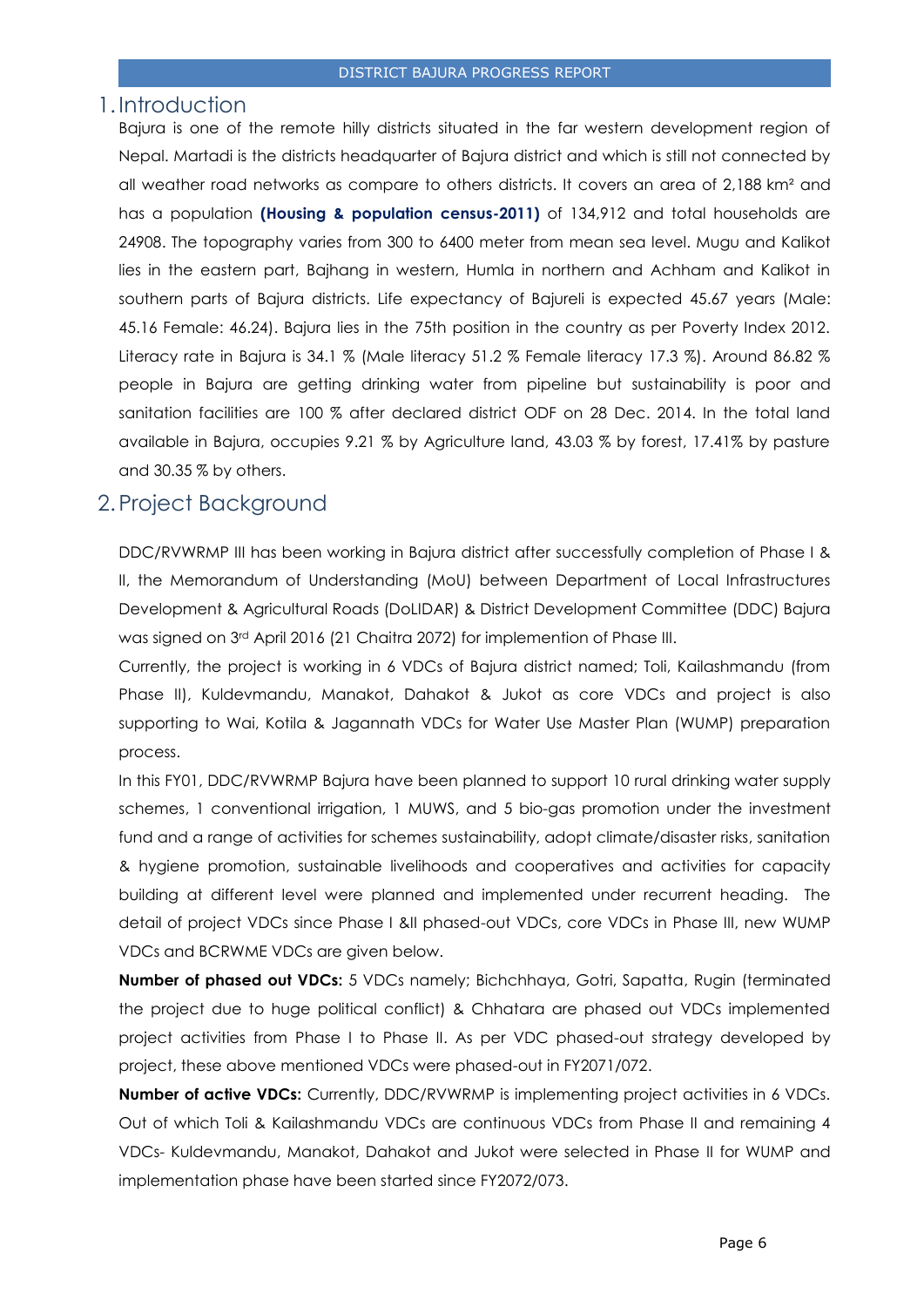# 1. Introduction

Bajura is one of the remote hilly districts situated in the far western development region of Nepal. Martadi is the districts headquarter of Bajura district and which is still not connected by all weather road networks as compare to others districts. It covers an area of 2,188 km² and has a population **(Housing & population census-2011)** of 134,912 and total households are 24908. The topography varies from 300 to 6400 meter from mean sea level. Mugu and Kalikot lies in the eastern part, Bajhang in western, Humla in northern and Achham and Kalikot in southern parts of Bajura districts. Life expectancy of Bajureli is expected 45.67 years (Male: 45.16 Female: 46.24). Bajura lies in the 75th position in the country as per Poverty Index 2012. Literacy rate in Bajura is 34.1 % (Male literacy 51.2 % Female literacy 17.3 %). Around 86.82 % people in Bajura are getting drinking water from pipeline but sustainability is poor and sanitation facilities are 100 % after declared district ODF on 28 Dec. 2014. In the total land available in Bajura, occupies 9.21 % by Agriculture land, 43.03 % by forest, 17.41% by pasture and 30.35 % by others.

# 2. Project Background

DDC/RVWRMP III has been working in Bajura district after successfully completion of Phase I & II, the Memorandum of Understanding (MoU) between Department of Local Infrastructures Development & Agricultural Roads (DoLIDAR) & District Development Committee (DDC) Bajura was signed on 3rd April 2016 (21 Chaitra 2072) for implemention of Phase III.

Currently, the project is working in 6 VDCs of Bajura district named; Toli, Kailashmandu (from Phase II), Kuldevmandu, Manakot, Dahakot & Jukot as core VDCs and project is also supporting to Wai, Kotila & Jagannath VDCs for Water Use Master Plan (WUMP) preparation process.

In this FY01, DDC/RVWRMP Bajura have been planned to support 10 rural drinking water supply schemes, 1 conventional irrigation, 1 MUWS, and 5 bio-gas promotion under the investment fund and a range of activities for schemes sustainability, adopt climate/disaster risks, sanitation & hygiene promotion, sustainable livelihoods and cooperatives and activities for capacity building at different level were planned and implemented under recurrent heading. The detail of project VDCs since Phase I &II phased-out VDCs, core VDCs in Phase III, new WUMP VDCs and BCRWME VDCs are given below.

**Number of phased out VDCs:** 5 VDCs namely; Bichchhaya, Gotri, Sapatta, Rugin (terminated the project due to huge political conflict) & Chhatara are phased out VDCs implemented project activities from Phase I to Phase II. As per VDC phased-out strategy developed by project, these above mentioned VDCs were phased-out in FY2071/072.

**Number of active VDCs:** Currently, DDC/RVWRMP is implementing project activities in 6 VDCs. Out of which Toli & Kailashmandu VDCs are continuous VDCs from Phase II and remaining 4 VDCs- Kuldevmandu, Manakot, Dahakot and Jukot were selected in Phase II for WUMP and implementation phase have been started since FY2072/073.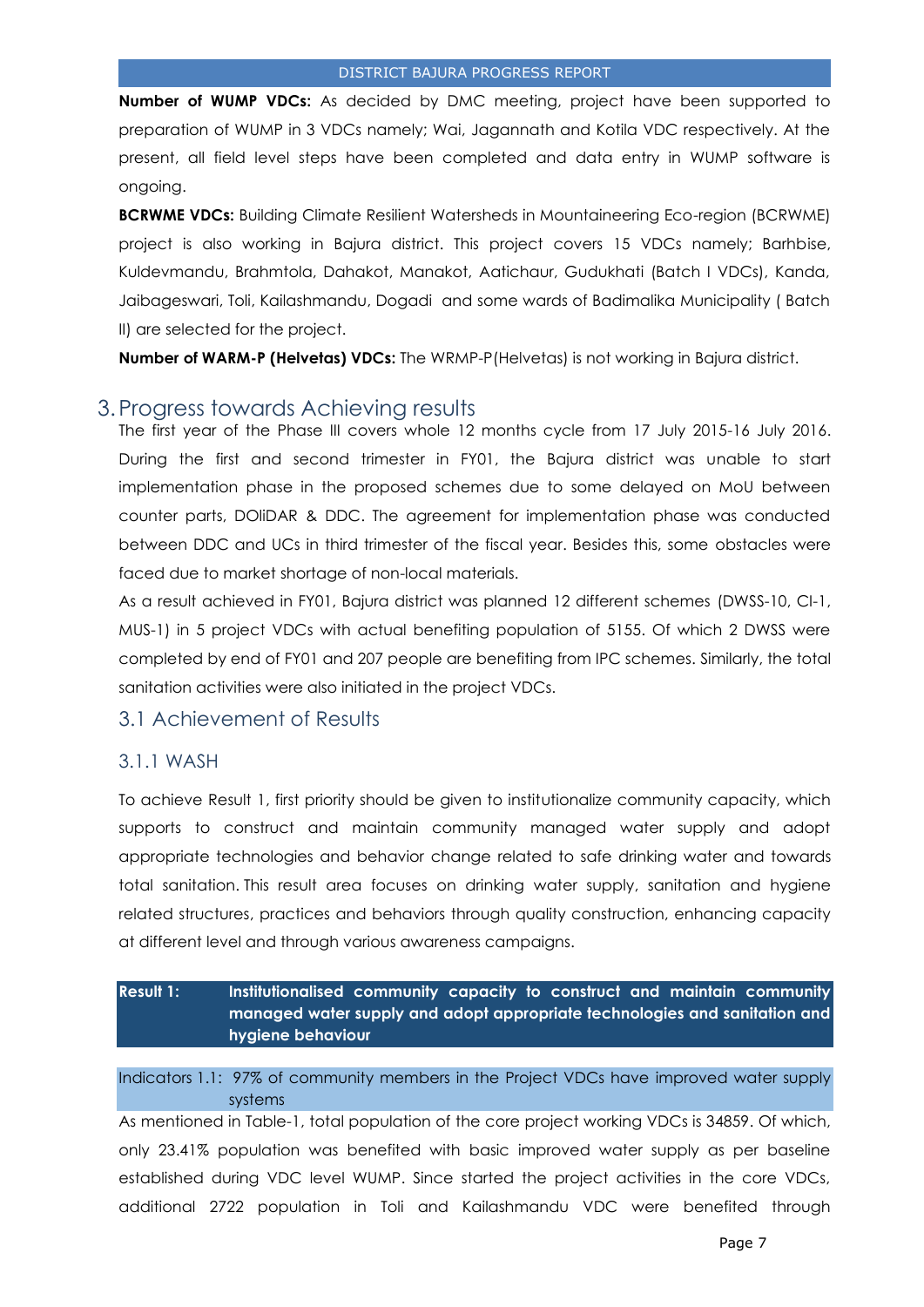**Number of WUMP VDCs:** As decided by DMC meeting, project have been supported to preparation of WUMP in 3 VDCs namely; Wai, Jagannath and Kotila VDC respectively. At the present, all field level steps have been completed and data entry in WUMP software is ongoing.

**BCRWME VDCs:** Building Climate Resilient Watersheds in Mountaineering Eco-region (BCRWME) project is also working in Bajura district. This project covers 15 VDCs namely; Barhbise, Kuldevmandu, Brahmtola, Dahakot, Manakot, Aatichaur, Gudukhati (Batch I VDCs), Kanda, Jaibageswari, Toli, Kailashmandu, Dogadi and some wards of Badimalika Municipality ( Batch II) are selected for the project.

**Number of WARM-P (Helvetas) VDCs:** The WRMP-P(Helvetas) is not working in Bajura district.

# 3. Progress towards Achieving results

The first year of the Phase III covers whole 12 months cycle from 17 July 2015-16 July 2016. During the first and second trimester in FY01, the Bajura district was unable to start implementation phase in the proposed schemes due to some delayed on MoU between counter parts, DOliDAR & DDC. The agreement for implementation phase was conducted between DDC and UCs in third trimester of the fiscal year. Besides this, some obstacles were faced due to market shortage of non-local materials.

As a result achieved in FY01, Bajura district was planned 12 different schemes (DWSS-10, CI-1, MUS-1) in 5 project VDCs with actual benefiting population of 5155. Of which 2 DWSS were completed by end of FY01 and 207 people are benefiting from IPC schemes. Similarly, the total sanitation activities were also initiated in the project VDCs.

## 3.1 Achievement of Results

### 3.1.1 WASH

To achieve Result 1, first priority should be given to institutionalize community capacity, which supports to construct and maintain community managed water supply and adopt appropriate technologies and behavior change related to safe drinking water and towards total sanitation. This result area focuses on drinking water supply, sanitation and hygiene related structures, practices and behaviors through quality construction, enhancing capacity at different level and through various awareness campaigns.

**Result 1: Institutionalised community capacity to construct and maintain community managed water supply and adopt appropriate technologies and sanitation and hygiene behaviour**

Indicators 1.1: 97% of community members in the Project VDCs have improved water supply systems

As mentioned in Table-1, total population of the core project working VDCs is 34859. Of which, only 23.41% population was benefited with basic improved water supply as per baseline established during VDC level WUMP. Since started the project activities in the core VDCs, additional 2722 population in Toli and Kailashmandu VDC were benefited through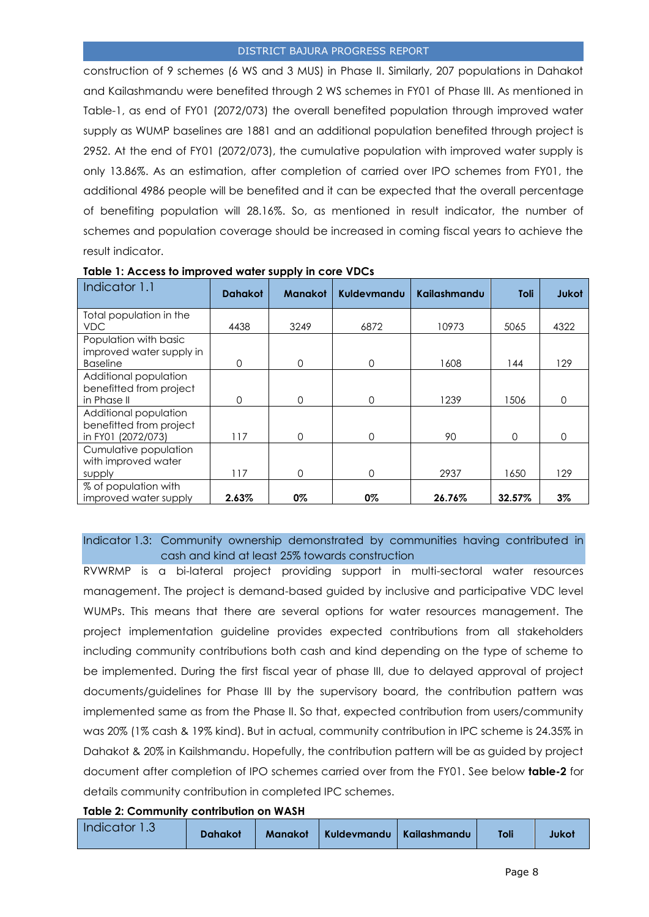construction of 9 schemes (6 WS and 3 MUS) in Phase II. Similarly, 207 populations in Dahakot and Kailashmandu were benefited through 2 WS schemes in FY01 of Phase III. As mentioned in Table-1, as end of FY01 (2072/073) the overall benefited population through improved water supply as WUMP baselines are 1881 and an additional population benefited through project is 2952. At the end of FY01 (2072/073), the cumulative population with improved water supply is only 13.86%. As an estimation, after completion of carried over IPO schemes from FY01, the additional 4986 people will be benefited and it can be expected that the overall percentage of benefiting population will 28.16%. So, as mentioned in result indicator, the number of schemes and population coverage should be increased in coming fiscal years to achieve the result indicator.

**Table 1: Access to improved water supply in core VDCs**

| Indicator 1.1 | **Dahakot** | **Manakot** | **Kuldevmandu** | **Kailashmandu** | **Toli** | **Jukot** |
|---|---|---|---|---|---|---|
| Total population in the VDC | 4438 | 3249 | 6872 | 10973 | 5065 | 4322 |
| Population with basic improved water supply in Baseline | 0 | 0 | 0 | 1608 | 144 | 129 |
| Additional population benefitted from project in Phase II | 0 | 0 | 0 | 1239 | 1506 | 0 |
| Additional population benefitted from project in FY01 (2072/073) | 117 | 0 | 0 | 90 | 0 | 0 |
| Cumulative population with improved water supply | 117 | 0 | 0 | 2937 | 1650 | 129 |
| % of population with improved water supply | **2.63%** | **0%** | **0%** | **26.76%** | **32.57%** | **3%** |

### Indicator 1.3: Community ownership demonstrated by communities having contributed in cash and kind at least 25% towards construction

RVWRMP is a bi-lateral project providing support in multi-sectoral water resources management. The project is demand-based guided by inclusive and participative VDC level WUMPs. This means that there are several options for water resources management. The project implementation guideline provides expected contributions from all stakeholders including community contributions both cash and kind depending on the type of scheme to be implemented. During the first fiscal year of phase III, due to delayed approval of project documents/guidelines for Phase III by the supervisory board, the contribution pattern was implemented same as from the Phase II. So that, expected contribution from users/community was 20% (1% cash & 19% kind). But in actual, community contribution in IPC scheme is 24.35% in Dahakot & 20% in Kailshmandu. Hopefully, the contribution pattern will be as guided by project document after completion of IPO schemes carried over from the FY01. See below **table-2** for details community contribution in completed IPC schemes.

**Table 2: Community contribution on WASH**

| Indicator 1.3 | **Dahakot** | **Manakot** | **Kuldevmandu** | **Kailashmandu** | **Toli** | **Jukot** |
|---|---|---|---|---|---|---|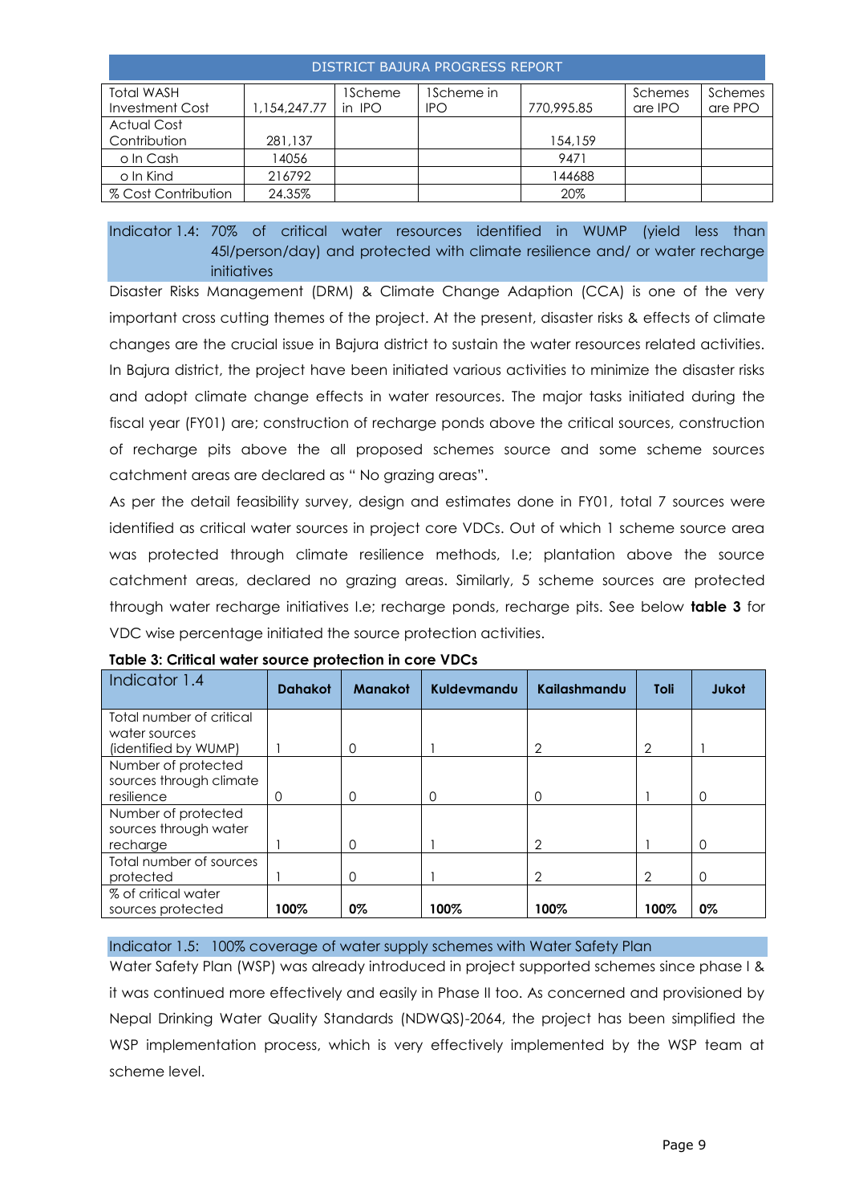| DISTRICT BAJURA PROGRESS REPORT | | | | | | |
|---|---|---|---|---|---|---|
| Total WASH Investment Cost | 1,154,247.77 | 1Scheme in IPO | 1Scheme in IPO | 770,995.85 | Schemes are IPO | Schemes are PPO |
| Actual Cost Contribution | 281,137 | | | 154,159 | | |
| o In Cash | 14056 | | | 9471 | | |
| o In Kind | 216792 | | | 144688 | | |
| % Cost Contribution | 24.35% | | | 20% | | |

Indicator 1.4: 70% of critical water resources identified in WUMP (yield less than 45l/person/day) and protected with climate resilience and/ or water recharge initiatives

Disaster Risks Management (DRM) & Climate Change Adaption (CCA) is one of the very important cross cutting themes of the project. At the present, disaster risks & effects of climate changes are the crucial issue in Bajura district to sustain the water resources related activities. In Bajura district, the project have been initiated various activities to minimize the disaster risks and adopt climate change effects in water resources. The major tasks initiated during the fiscal year (FY01) are; construction of recharge ponds above the critical sources, construction of recharge pits above the all proposed schemes source and some scheme sources catchment areas are declared as " No grazing areas".

As per the detail feasibility survey, design and estimates done in FY01, total 7 sources were identified as critical water sources in project core VDCs. Out of which 1 scheme source area was protected through climate resilience methods, I.e; plantation above the source catchment areas, declared no grazing areas. Similarly, 5 scheme sources are protected through water recharge initiatives I.e; recharge ponds, recharge pits. See below **table 3** for VDC wise percentage initiated the source protection activities.

**Table 3: Critical water source protection in core VDCs**

| Indicator 1.4 | Dahakot | Manakot | Kuldevmandu | Kailashmandu | Toli | Jukot |
|---|---|---|---|---|---|---|
| Total number of critical water sources (identified by WUMP) | 1 | 0 | 1 | 2 | 2 | 1 |
| Number of protected sources through climate resilience | 0 | 0 | 0 | 0 | 1 | 0 |
| Number of protected sources through water recharge | 1 | 0 | 1 | 2 | 1 | 0 |
| Total number of sources protected | 1 | 0 | 1 | 2 | 2 | 0 |
| % of critical water sources protected | **100%** | **0%** | **100%** | **100%** | **100%** | **0%** |

Indicator 1.5: 100% coverage of water supply schemes with Water Safety Plan

Water Safety Plan (WSP) was already introduced in project supported schemes since phase I & it was continued more effectively and easily in Phase II too. As concerned and provisioned by Nepal Drinking Water Quality Standards (NDWQS)-2064, the project has been simplified the WSP implementation process, which is very effectively implemented by the WSP team at scheme level.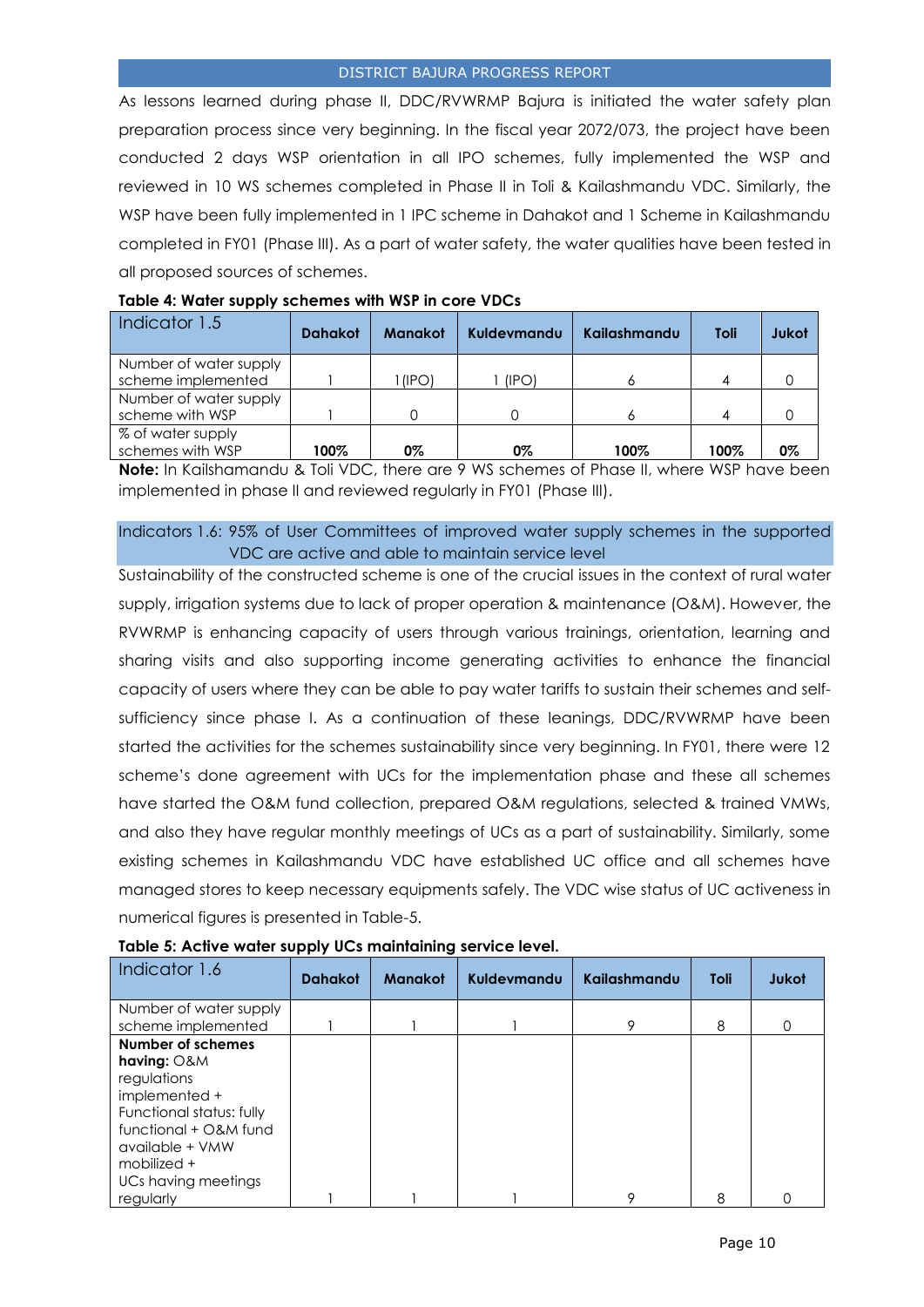As lessons learned during phase II, DDC/RVWRMP Bajura is initiated the water safety plan preparation process since very beginning. In the fiscal year 2072/073, the project have been conducted 2 days WSP orientation in all IPO schemes, fully implemented the WSP and reviewed in 10 WS schemes completed in Phase II in Toli & Kailashmandu VDC. Similarly, the WSP have been fully implemented in 1 IPC scheme in Dahakot and 1 Scheme in Kailashmandu completed in FY01 (Phase III). As a part of water safety, the water qualities have been tested in all proposed sources of schemes.

**Table 4: Water supply schemes with WSP in core VDCs**

| Indicator 1.5 | Dahakot | Manakot | Kuldevmandu | Kailashmandu | Toli | Jukot |
|---|---|---|---|---|---|---|
| Number of water supply scheme implemented | 1 | 1(IPO) | 1 (IPO) | 6 | 4 | 0 |
| Number of water supply scheme with WSP | 1 | 0 | 0 | 6 | 4 | 0 |
| % of water supply schemes with WSP | **100%** | **0%** | **0%** | **100%** | **100%** | **0%** |

**Note:** In Kailshamandu & Toli VDC, there are 9 WS schemes of Phase II, where WSP have been implemented in phase II and reviewed regularly in FY01 (Phase III).

### Indicators 1.6: 95% of User Committees of improved water supply schemes in the supported VDC are active and able to maintain service level

Sustainability of the constructed scheme is one of the crucial issues in the context of rural water supply, irrigation systems due to lack of proper operation & maintenance (O&M). However, the RVWRMP is enhancing capacity of users through various trainings, orientation, learning and sharing visits and also supporting income generating activities to enhance the financial capacity of users where they can be able to pay water tariffs to sustain their schemes and self-sufficiency since phase I. As a continuation of these leanings, DDC/RVWRMP have been started the activities for the schemes sustainability since very beginning. In FY01, there were 12 scheme's done agreement with UCs for the implementation phase and these all schemes have started the O&M fund collection, prepared O&M regulations, selected & trained VMWs, and also they have regular monthly meetings of UCs as a part of sustainability. Similarly, some existing schemes in Kailashmandu VDC have established UC office and all schemes have managed stores to keep necessary equipments safely. The VDC wise status of UC activeness in numerical figures is presented in Table-5.

**Table 5: Active water supply UCs maintaining service level.**

| Indicator 1.6 | Dahakot | Manakot | Kuldevmandu | Kailashmandu | Toli | Jukot |
|---|---|---|---|---|---|---|
| Number of water supply scheme implemented | 1 | 1 | 1 | 9 | 8 | 0 |
| **Number of schemes having:** O&M regulations implemented + Functional status: fully functional + O&M fund available + VMW mobilized + UCs having meetings regularly | 1 | 1 | 1 | 9 | 8 | 0 |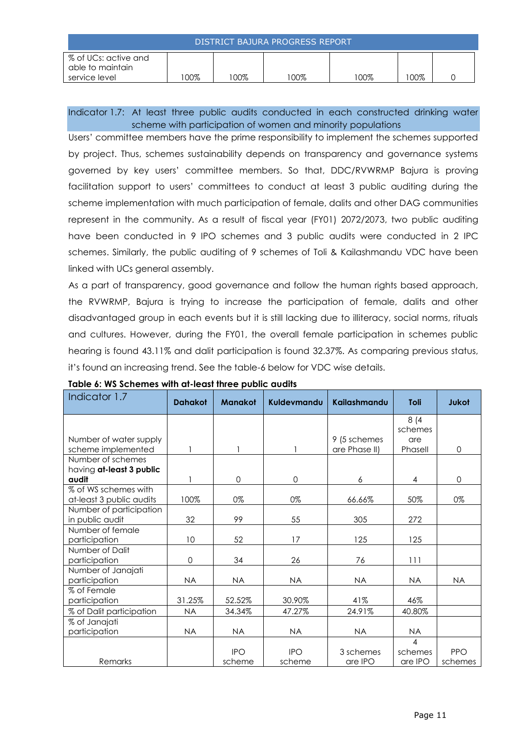| % of UCs: active and able to maintain service level | 100% | 100% | 100% | 100% | 100% | 0 |
|---|---|---|---|---|---|---|

Indicator 1.7: At least three public audits conducted in each constructed drinking water scheme with participation of women and minority populations

Users' committee members have the prime responsibility to implement the schemes supported by project. Thus, schemes sustainability depends on transparency and governance systems governed by key users' committee members. So that, DDC/RVWRMP Bajura is proving facilitation support to users' committees to conduct at least 3 public auditing during the scheme implementation with much participation of female, dalits and other DAG communities represent in the community. As a result of fiscal year (FY01) 2072/2073, two public auditing have been conducted in 9 IPO schemes and 3 public audits were conducted in 2 IPC schemes. Similarly, the public auditing of 9 schemes of Toli & Kailashmandu VDC have been linked with UCs general assembly.

As a part of transparency, good governance and follow the human rights based approach, the RVWRMP, Bajura is trying to increase the participation of female, dalits and other disadvantaged group in each events but it is still lacking due to illiteracy, social norms, rituals and cultures. However, during the FY01, the overall female participation in schemes public hearing is found 43.11% and dalit participation is found 32.37%. As comparing previous status, it's found an increasing trend. See the table-6 below for VDC wise details.

**Table 6: WS Schemes with at-least three public audits**

| Indicator 1.7 | **Dahakot** | **Manakot** | **Kuldevmandu** | **Kailashmandu** | **Toli** | **Jukot** |
|---|---|---|---|---|---|---|
| Number of water supply scheme implemented | 1 | 1 | 1 | 9 (5 schemes are Phase II) | 8 (4 schemes are PhaseII | 0 |
| Number of schemes having **at-least 3 public audit** | 1 | 0 | 0 | 6 | 4 | 0 |
| % of WS schemes with at-least 3 public audits | 100% | 0% | 0% | 66.66% | 50% | 0% |
| Number of participation in public audit | 32 | 99 | 55 | 305 | 272 | |
| Number of female participation | 10 | 52 | 17 | 125 | 125 | |
| Number of Dalit participation | 0 | 34 | 26 | 76 | 111 | |
| Number of Janajati participation | NA | NA | NA | NA | NA | NA |
| % of Female participation | 31.25% | 52.52% | 30.90% | 41% | 46% | |
| % of Dalit participation | NA | 34.34% | 47.27% | 24.91% | 40.80% | |
| % of Janajati participation | NA | NA | NA | NA | NA | |
| Remarks | | IPO scheme | IPO scheme | 3 schemes are IPO | 4 schemes are IPO | PPO schemes |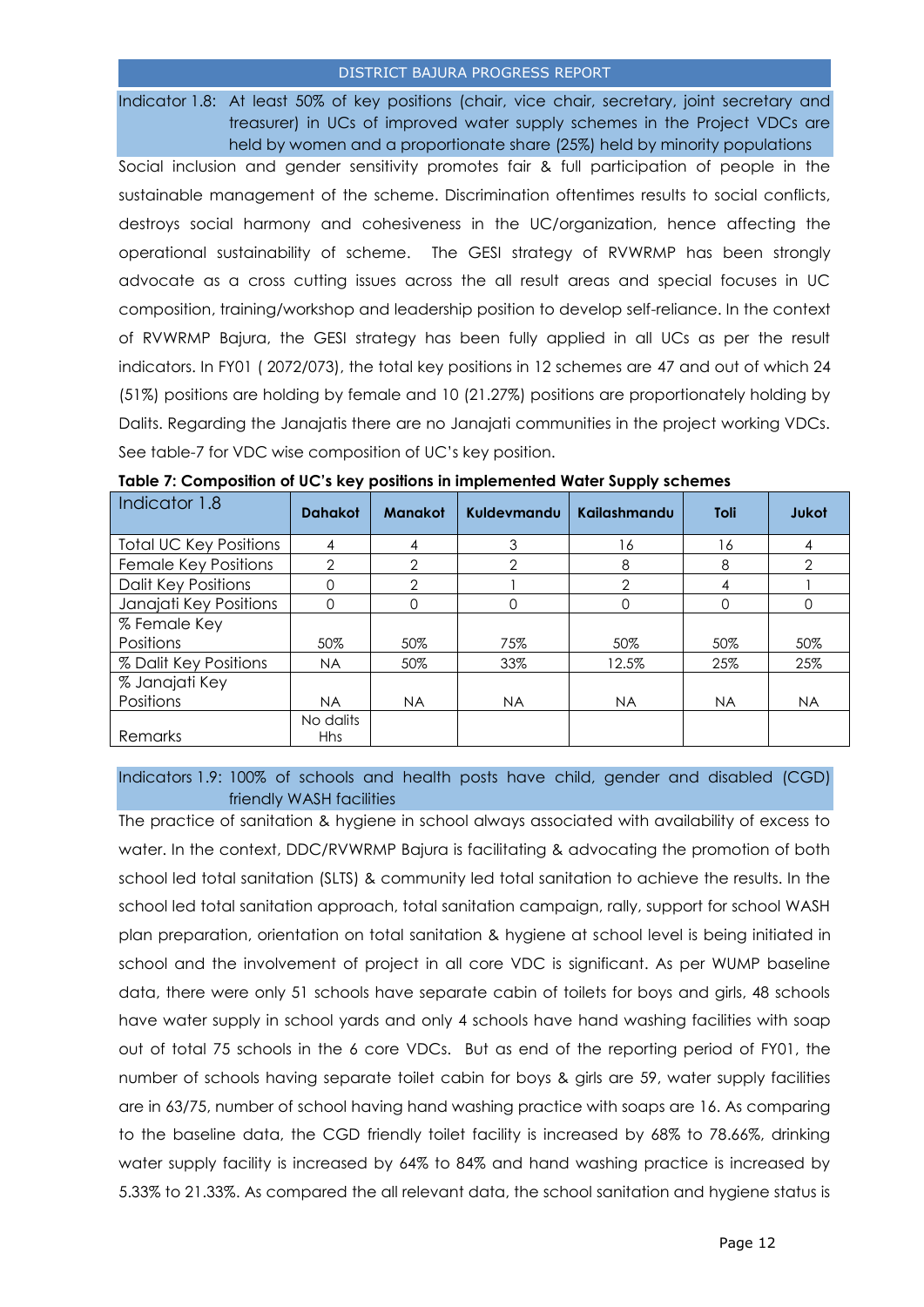Indicator 1.8: At least 50% of key positions (chair, vice chair, secretary, joint secretary and treasurer) in UCs of improved water supply schemes in the Project VDCs are held by women and a proportionate share (25%) held by minority populations

Social inclusion and gender sensitivity promotes fair & full participation of people in the sustainable management of the scheme. Discrimination oftentimes results to social conflicts, destroys social harmony and cohesiveness in the UC/organization, hence affecting the operational sustainability of scheme. The GESI strategy of RVWRMP has been strongly advocate as a cross cutting issues across the all result areas and special focuses in UC composition, training/workshop and leadership position to develop self-reliance. In the context of RVWRMP Bajura, the GESI strategy has been fully applied in all UCs as per the result indicators. In FY01 ( 2072/073), the total key positions in 12 schemes are 47 and out of which 24 (51%) positions are holding by female and 10 (21.27%) positions are proportionately holding by Dalits. Regarding the Janajatis there are no Janajati communities in the project working VDCs. See table-7 for VDC wise composition of UC's key position.

**Table 7: Composition of UC's key positions in implemented Water Supply schemes**

| Indicator 1.8 | Dahakot | Manakot | Kuldevmandu | Kailashmandu | Toli | Jukot |
|---|---|---|---|---|---|---|
| Total UC Key Positions | 4 | 4 | 3 | 16 | 16 | 4 |
| Female Key Positions | 2 | 2 | 2 | 8 | 8 | 2 |
| Dalit Key Positions | 0 | 2 | 1 | 2 | 4 | 1 |
| Janajati Key Positions | 0 | 0 | 0 | 0 | 0 | 0 |
| % Female Key Positions | 50% | 50% | 75% | 50% | 50% | 50% |
| % Dalit Key Positions | NA | 50% | 33% | 12.5% | 25% | 25% |
| % Janajati Key Positions | NA | NA | NA | NA | NA | NA |
| Remarks | No dalits Hhs | | | | | |

Indicators 1.9: 100% of schools and health posts have child, gender and disabled (CGD) friendly WASH facilities

The practice of sanitation & hygiene in school always associated with availability of excess to water. In the context, DDC/RVWRMP Bajura is facilitating & advocating the promotion of both school led total sanitation (SLTS) & community led total sanitation to achieve the results. In the school led total sanitation approach, total sanitation campaign, rally, support for school WASH plan preparation, orientation on total sanitation & hygiene at school level is being initiated in school and the involvement of project in all core VDC is significant. As per WUMP baseline data, there were only 51 schools have separate cabin of toilets for boys and girls, 48 schools have water supply in school yards and only 4 schools have hand washing facilities with soap out of total 75 schools in the 6 core VDCs. But as end of the reporting period of FY01, the number of schools having separate toilet cabin for boys & girls are 59, water supply facilities are in 63/75, number of school having hand washing practice with soaps are 16. As comparing to the baseline data, the CGD friendly toilet facility is increased by 68% to 78.66%, drinking water supply facility is increased by 64% to 84% and hand washing practice is increased by 5.33% to 21.33%. As compared the all relevant data, the school sanitation and hygiene status is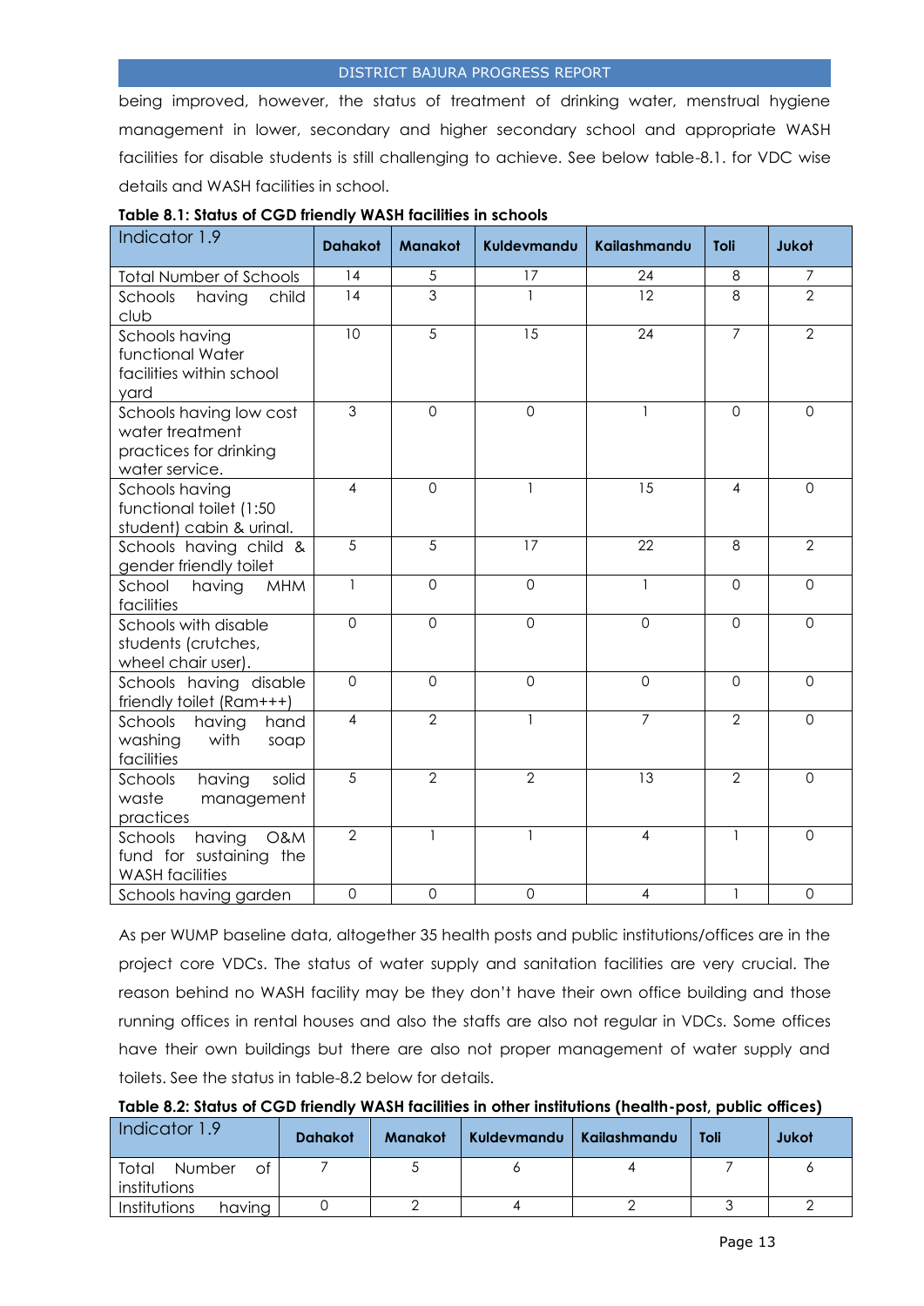being improved, however, the status of treatment of drinking water, menstrual hygiene management in lower, secondary and higher secondary school and appropriate WASH facilities for disable students is still challenging to achieve. See below table-8.1. for VDC wise details and WASH facilities in school.

**Table 8.1: Status of CGD friendly WASH facilities in schools**

| Indicator 1.9 | Dahakot | Manakot | Kuldevmandu | Kailashmandu | Toli | Jukot |
|---|---|---|---|---|---|---|
| Total Number of Schools | 14 | 5 | 17 | 24 | 8 | 7 |
| Schools having child club | 14 | 3 | 1 | 12 | 8 | 2 |
| Schools having functional Water facilities within school yard | 10 | 5 | 15 | 24 | 7 | 2 |
| Schools having low cost water treatment practices for drinking water service. | 3 | 0 | 0 | 1 | 0 | 0 |
| Schools having functional toilet (1:50 student) cabin & urinal. | 4 | 0 | 1 | 15 | 4 | 0 |
| Schools having child & gender friendly toilet | 5 | 5 | 17 | 22 | 8 | 2 |
| School having MHM facilities | 1 | 0 | 0 | 1 | 0 | 0 |
| Schools with disable students (crutches, wheel chair user). | 0 | 0 | 0 | 0 | 0 | 0 |
| Schools having disable friendly toilet (Ram+++) | 0 | 0 | 0 | 0 | 0 | 0 |
| Schools having hand washing with soap facilities | 4 | 2 | 1 | 7 | 2 | 0 |
| Schools having solid waste management practices | 5 | 2 | 2 | 13 | 2 | 0 |
| Schools having O&M fund for sustaining the WASH facilities | 2 | 1 | 1 | 4 | 1 | 0 |
| Schools having garden | 0 | 0 | 0 | 4 | 1 | 0 |

As per WUMP baseline data, altogether 35 health posts and public institutions/offices are in the project core VDCs. The status of water supply and sanitation facilities are very crucial. The reason behind no WASH facility may be they don't have their own office building and those running offices in rental houses and also the staffs are also not regular in VDCs. Some offices have their own buildings but there are also not proper management of water supply and toilets. See the status in table-8.2 below for details.

**Table 8.2: Status of CGD friendly WASH facilities in other institutions (health-post, public offices)**

| Indicator 1.9 | Dahakot | Manakot | Kuldevmandu | Kailashmandu | Toli | Jukot |
|---|---|---|---|---|---|---|
| Total Number of institutions | 7 | 5 | 6 | 4 | 7 | 6 |
| Institutions having | 0 | 2 | 4 | 2 | 3 | 2 |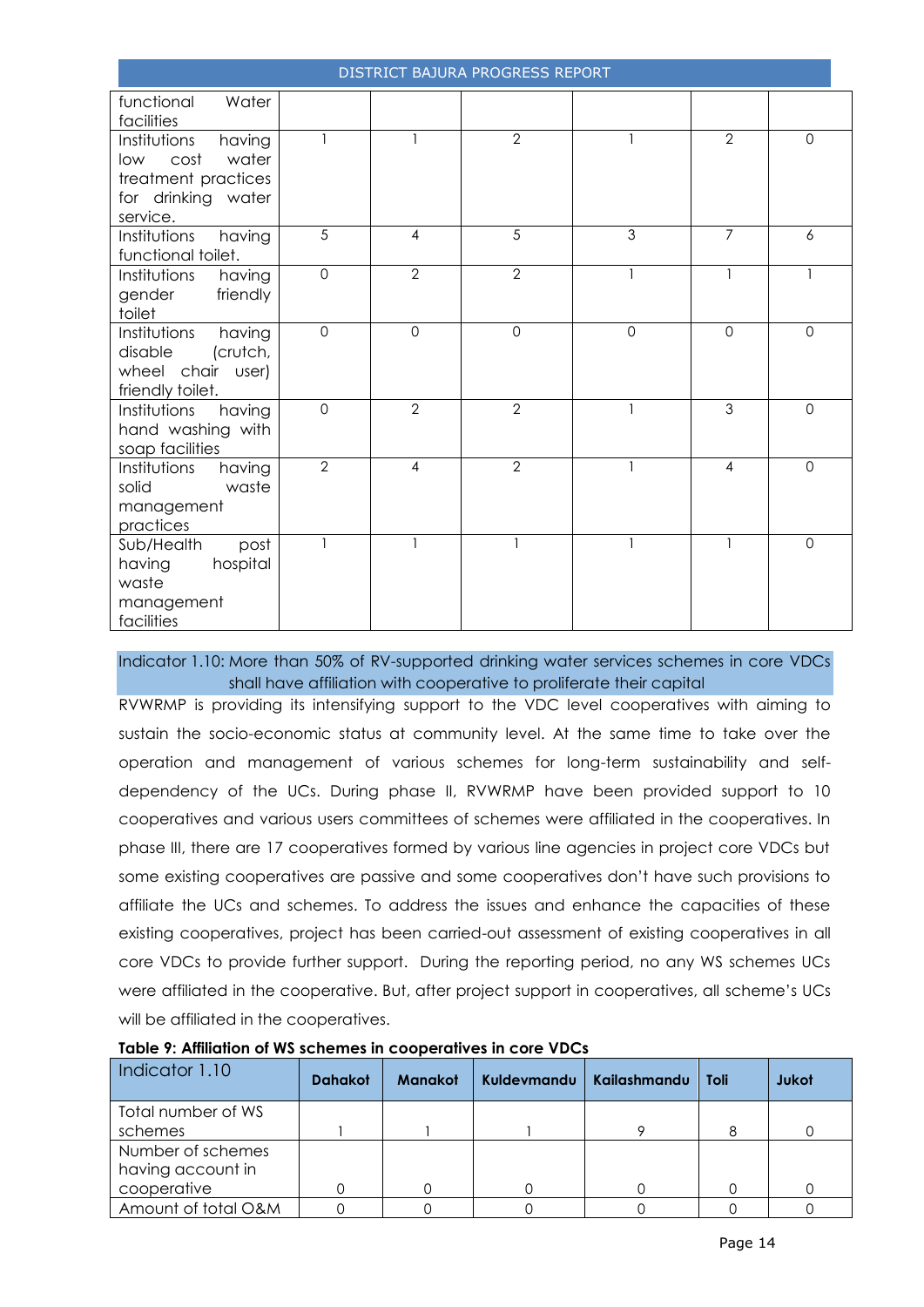| functional Water facilities | | | | | | |
|---|---|---|---|---|---|---|
| Institutions having low cost water treatment practices for drinking water service. | 1 | 1 | 2 | 1 | 2 | 0 |
| Institutions having functional toilet. | 5 | 4 | 5 | 3 | 7 | 6 |
| Institutions having gender friendly toilet | 0 | 2 | 2 | 1 | 1 | 1 |
| Institutions having disable (crutch, wheel chair user) friendly toilet. | 0 | 0 | 0 | 0 | 0 | 0 |
| Institutions having hand washing with soap facilities | 0 | 2 | 2 | 1 | 3 | 0 |
| Institutions having solid waste management practices | 2 | 4 | 2 | 1 | 4 | 0 |
| Sub/Health post having hospital waste management facilities | 1 | 1 | 1 | 1 | 1 | 0 |

### Indicator 1.10: More than 50% of RV-supported drinking water services schemes in core VDCs shall have affiliation with cooperative to proliferate their capital

RVWRMP is providing its intensifying support to the VDC level cooperatives with aiming to sustain the socio-economic status at community level. At the same time to take over the operation and management of various schemes for long-term sustainability and self-dependency of the UCs. During phase II, RVWRMP have been provided support to 10 cooperatives and various users committees of schemes were affiliated in the cooperatives. In phase III, there are 17 cooperatives formed by various line agencies in project core VDCs but some existing cooperatives are passive and some cooperatives don't have such provisions to affiliate the UCs and schemes. To address the issues and enhance the capacities of these existing cooperatives, project has been carried-out assessment of existing cooperatives in all core VDCs to provide further support. During the reporting period, no any WS schemes UCs were affiliated in the cooperative. But, after project support in cooperatives, all scheme's UCs will be affiliated in the cooperatives.

**Table 9: Affiliation of WS schemes in cooperatives in core VDCs**

| Indicator 1.10 | **Dahakot** | **Manakot** | **Kuldevmandu** | **Kailashmandu** | **Toli** | **Jukot** |
|---|---|---|---|---|---|---|
| Total number of WS schemes | 1 | 1 | 1 | 9 | 8 | 0 |
| Number of schemes having account in cooperative | 0 | 0 | 0 | 0 | 0 | 0 |
| Amount of total O&M | 0 | 0 | 0 | 0 | 0 | 0 |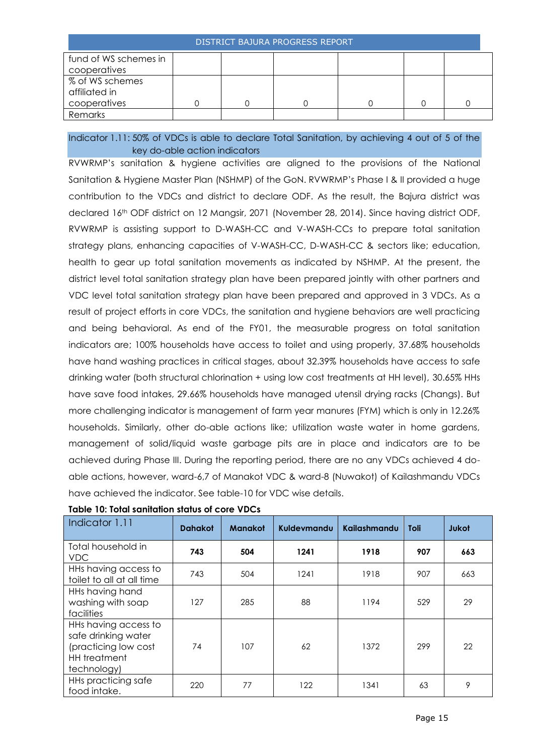| fund of WS schemes in cooperatives | | | | | | |
|---|---|---|---|---|---|---|
| % of WS schemes affiliated in cooperatives | 0 | 0 | 0 | 0 | 0 | 0 |
| Remarks | | | | | | |

### Indicator 1.11: 50% of VDCs is able to declare Total Sanitation, by achieving 4 out of 5 of the key do-able action indicators

RVWRMP's sanitation & hygiene activities are aligned to the provisions of the National Sanitation & Hygiene Master Plan (NSHMP) of the GoN. RVWRMP's Phase I & II provided a huge contribution to the VDCs and district to declare ODF. As the result, the Bajura district was declared 16th ODF district on 12 Mangsir, 2071 (November 28, 2014). Since having district ODF, RVWRMP is assisting support to D-WASH-CC and V-WASH-CCs to prepare total sanitation strategy plans, enhancing capacities of V-WASH-CC, D-WASH-CC & sectors like; education, health to gear up total sanitation movements as indicated by NSHMP. At the present, the district level total sanitation strategy plan have been prepared jointly with other partners and VDC level total sanitation strategy plan have been prepared and approved in 3 VDCs. As a result of project efforts in core VDCs, the sanitation and hygiene behaviors are well practicing and being behavioral. As end of the FY01, the measurable progress on total sanitation indicators are; 100% households have access to toilet and using properly, 37.68% households have hand washing practices in critical stages, about 32.39% households have access to safe drinking water (both structural chlorination + using low cost treatments at HH level), 30.65% HHs have save food intakes, 29.66% households have managed utensil drying racks (Changs). But more challenging indicator is management of farm year manures (FYM) which is only in 12.26% households. Similarly, other do-able actions like; utilization waste water in home gardens, management of solid/liquid waste garbage pits are in place and indicators are to be achieved during Phase III. During the reporting period, there are no any VDCs achieved 4 do-able actions, however, ward-6,7 of Manakot VDC & ward-8 (Nuwakot) of Kailashmandu VDCs have achieved the indicator. See table-10 for VDC wise details.

**Table 10: Total sanitation status of core VDCs**

| Indicator 1.11 | Dahakot | Manakot | Kuldevmandu | Kailashmandu | Toli | Jukot |
|---|---|---|---|---|---|---|
| Total household in VDC | **743** | **504** | **1241** | **1918** | **907** | **663** |
| HHs having access to toilet to all at all time | 743 | 504 | 1241 | 1918 | 907 | 663 |
| HHs having hand washing with soap facilities | 127 | 285 | 88 | 1194 | 529 | 29 |
| HHs having access to safe drinking water (practicing low cost HH treatment technology) | 74 | 107 | 62 | 1372 | 299 | 22 |
| HHs practicing safe food intake. | 220 | 77 | 122 | 1341 | 63 | 9 |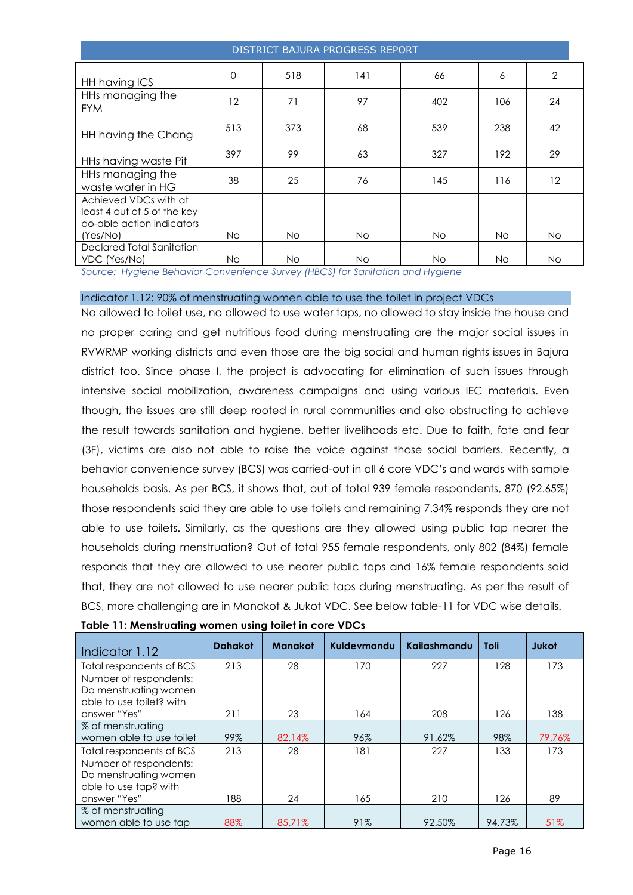| HH having ICS | 0 | 518 | 141 | 66 | 6 | 2 |
|---|---|---|---|---|---|---|
| HHs managing the FYM | 12 | 71 | 97 | 402 | 106 | 24 |
| HH having the Chang | 513 | 373 | 68 | 539 | 238 | 42 |
| HHs having waste Pit | 397 | 99 | 63 | 327 | 192 | 29 |
| HHs managing the waste water in HG | 38 | 25 | 76 | 145 | 116 | 12 |
| Achieved VDCs with at least 4 out of 5 of the key do-able action indicators (Yes/No) | No | No | No | No | No | No |
| Declared Total Sanitation VDC (Yes/No) | No | No | No | No | No | No |

*Source: Hygiene Behavior Convenience Survey (HBCS) for Sanitation and Hygiene*

### Indicator 1.12: 90% of menstruating women able to use the toilet in project VDCs

No allowed to toilet use, no allowed to use water taps, no allowed to stay inside the house and no proper caring and get nutritious food during menstruating are the major social issues in RVWRMP working districts and even those are the big social and human rights issues in Bajura district too. Since phase I, the project is advocating for elimination of such issues through intensive social mobilization, awareness campaigns and using various IEC materials. Even though, the issues are still deep rooted in rural communities and also obstructing to achieve the result towards sanitation and hygiene, better livelihoods etc. Due to faith, fate and fear (3F), victims are also not able to raise the voice against those social barriers. Recently, a behavior convenience survey (BCS) was carried-out in all 6 core VDC's and wards with sample households basis. As per BCS, it shows that, out of total 939 female respondents, 870 (92.65%) those respondents said they are able to use toilets and remaining 7.34% responds they are not able to use toilets. Similarly, as the questions are they allowed using public tap nearer the households during menstruation? Out of total 955 female respondents, only 802 (84%) female responds that they are allowed to use nearer public taps and 16% female respondents said that, they are not allowed to use nearer public taps during menstruating. As per the result of BCS, more challenging are in Manakot & Jukot VDC. See below table-11 for VDC wise details.

**Table 11: Menstruating women using toilet in core VDCs**

| Indicator 1.12 | Dahakot | Manakot | Kuldevmandu | Kailashmandu | Toli | Jukot |
|---|---|---|---|---|---|---|
| Total respondents of BCS | 213 | 28 | 170 | 227 | 128 | 173 |
| Number of respondents: Do menstruating women able to use toilet? with answer "Yes" | 211 | 23 | 164 | 208 | 126 | 138 |
| % of menstruating women able to use toilet | 99% | 82.14% | 96% | 91.62% | 98% | 79.76% |
| Total respondents of BCS | 213 | 28 | 181 | 227 | 133 | 173 |
| Number of respondents: Do menstruating women able to use tap? with answer "Yes" | 188 | 24 | 165 | 210 | 126 | 89 |
| % of menstruating women able to use tap | 88% | 85.71% | 91% | 92.50% | 94.73% | 51% |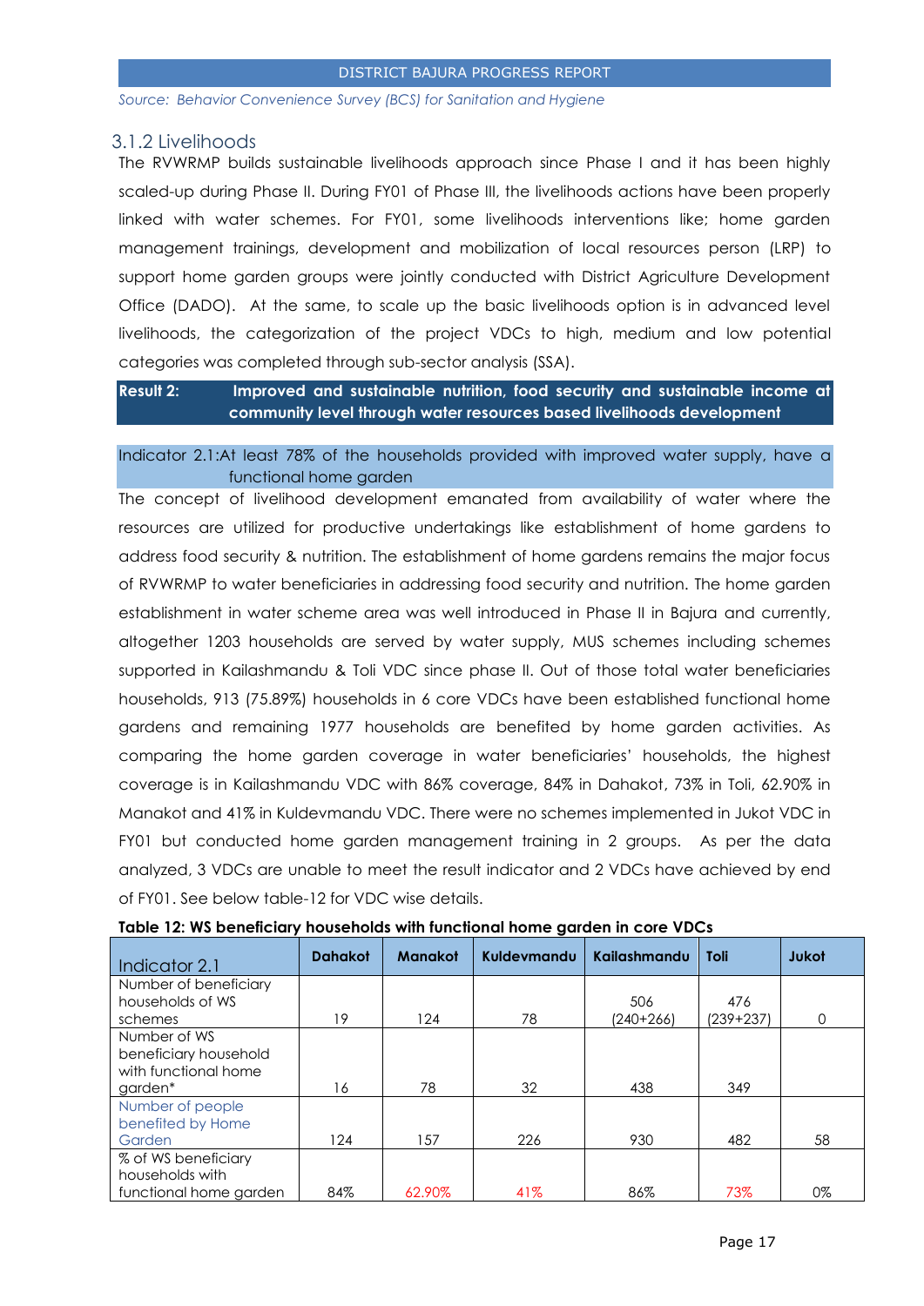*Source: Behavior Convenience Survey (BCS) for Sanitation and Hygiene*

### 3.1.2 Livelihoods

The RVWRMP builds sustainable livelihoods approach since Phase I and it has been highly scaled-up during Phase II. During FY01 of Phase III, the livelihoods actions have been properly linked with water schemes. For FY01, some livelihoods interventions like; home garden management trainings, development and mobilization of local resources person (LRP) to support home garden groups were jointly conducted with District Agriculture Development Office (DADO). At the same, to scale up the basic livelihoods option is in advanced level livelihoods, the categorization of the project VDCs to high, medium and low potential categories was completed through sub-sector analysis (SSA).

**Result 2: Improved and sustainable nutrition, food security and sustainable income at community level through water resources based livelihoods development**

Indicator 2.1:At least 78% of the households provided with improved water supply, have a functional home garden

The concept of livelihood development emanated from availability of water where the resources are utilized for productive undertakings like establishment of home gardens to address food security & nutrition. The establishment of home gardens remains the major focus of RVWRMP to water beneficiaries in addressing food security and nutrition. The home garden establishment in water scheme area was well introduced in Phase II in Bajura and currently, altogether 1203 households are served by water supply, MUS schemes including schemes supported in Kailashmandu & Toli VDC since phase II. Out of those total water beneficiaries households, 913 (75.89%) households in 6 core VDCs have been established functional home gardens and remaining 1977 households are benefited by home garden activities. As comparing the home garden coverage in water beneficiaries' households, the highest coverage is in Kailashmandu VDC with 86% coverage, 84% in Dahakot, 73% in Toli, 62.90% in Manakot and 41% in Kuldevmandu VDC. There were no schemes implemented in Jukot VDC in FY01 but conducted home garden management training in 2 groups. As per the data analyzed, 3 VDCs are unable to meet the result indicator and 2 VDCs have achieved by end of FY01. See below table-12 for VDC wise details.

**Table 12: WS beneficiary households with functional home garden in core VDCs**

| Indicator 2.1 | Dahakot | Manakot | Kuldevmandu | Kailashmandu | Toli | Jukot |
|---|---|---|---|---|---|---|
| Number of beneficiary households of WS schemes | 19 | 124 | 78 | 506 (240+266) | 476 (239+237) | 0 |
| Number of WS beneficiary household with functional home garden* | 16 | 78 | 32 | 438 | 349 | |
| Number of people benefited by Home Garden | 124 | 157 | 226 | 930 | 482 | 58 |
| % of WS beneficiary households with functional home garden | 84% | 62.90% | 41% | 86% | 73% | 0% |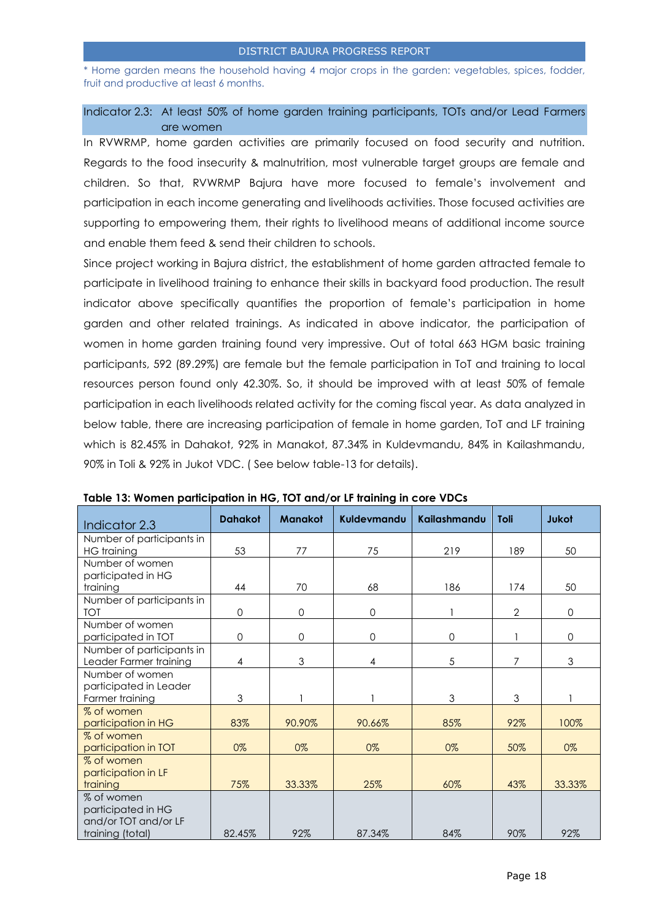\* Home garden means the household having 4 major crops in the garden: vegetables, spices, fodder, fruit and productive at least 6 months.

### Indicator 2.3: At least 50% of home garden training participants, TOTs and/or Lead Farmers are women

In RVWRMP, home garden activities are primarily focused on food security and nutrition. Regards to the food insecurity & malnutrition, most vulnerable target groups are female and children. So that, RVWRMP Bajura have more focused to female's involvement and participation in each income generating and livelihoods activities. Those focused activities are supporting to empowering them, their rights to livelihood means of additional income source and enable them feed & send their children to schools.

Since project working in Bajura district, the establishment of home garden attracted female to participate in livelihood training to enhance their skills in backyard food production. The result indicator above specifically quantifies the proportion of female's participation in home garden and other related trainings. As indicated in above indicator, the participation of women in home garden training found very impressive. Out of total 663 HGM basic training participants, 592 (89.29%) are female but the female participation in ToT and training to local resources person found only 42.30%. So, it should be improved with at least 50% of female participation in each livelihoods related activity for the coming fiscal year. As data analyzed in below table, there are increasing participation of female in home garden, ToT and LF training which is 82.45% in Dahakot, 92% in Manakot, 87.34% in Kuldevmandu, 84% in Kailashmandu, 90% in Toli & 92% in Jukot VDC. ( See below table-13 for details).

**Table 13: Women participation in HG, TOT and/or LF training in core VDCs**

| Indicator 2.3 | Dahakot | Manakot | Kuldevmandu | Kailashmandu | Toli | Jukot |
|---|---|---|---|---|---|---|
| Number of participants in HG training | 53 | 77 | 75 | 219 | 189 | 50 |
| Number of women participated in HG training | 44 | 70 | 68 | 186 | 174 | 50 |
| Number of participants in TOT | 0 | 0 | 0 | 1 | 2 | 0 |
| Number of women participated in TOT | 0 | 0 | 0 | 0 | 1 | 0 |
| Number of participants in Leader Farmer training | 4 | 3 | 4 | 5 | 7 | 3 |
| Number of women participated in Leader Farmer training | 3 | 1 | 1 | 3 | 3 | 1 |
| % of women participation in HG | 83% | 90.90% | 90.66% | 85% | 92% | 100% |
| % of women participation in TOT | 0% | 0% | 0% | 0% | 50% | 0% |
| % of women participation in LF training | 75% | 33.33% | 25% | 60% | 43% | 33.33% |
| % of women participated in HG and/or TOT and/or LF training (total) | 82.45% | 92% | 87.34% | 84% | 90% | 92% |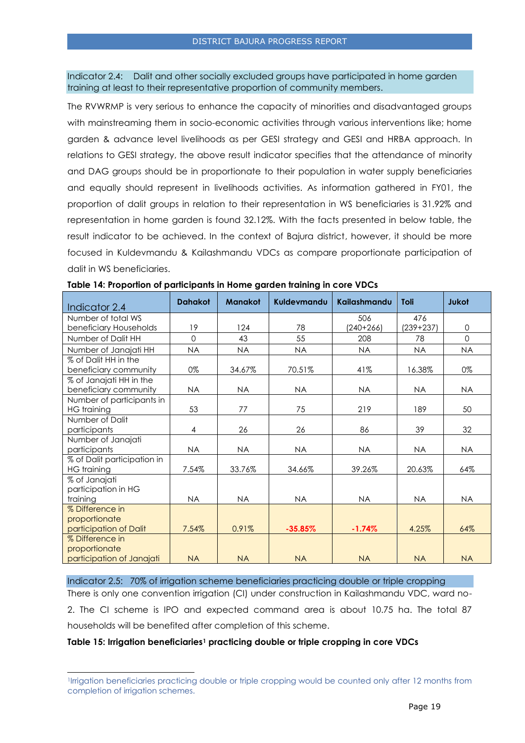Indicator 2.4: Dalit and other socially excluded groups have participated in home garden training at least to their representative proportion of community members.

The RVWRMP is very serious to enhance the capacity of minorities and disadvantaged groups with mainstreaming them in socio-economic activities through various interventions like; home garden & advance level livelihoods as per GESI strategy and GESI and HRBA approach. In relations to GESI strategy, the above result indicator specifies that the attendance of minority and DAG groups should be in proportionate to their population in water supply beneficiaries and equally should represent in livelihoods activities. As information gathered in FY01, the proportion of dalit groups in relation to their representation in WS beneficiaries is 31.92% and representation in home garden is found 32.12%. With the facts presented in below table, the result indicator to be achieved. In the context of Bajura district, however, it should be more focused in Kuldevmandu & Kailashmandu VDCs as compare proportionate participation of dalit in WS beneficiaries.

**Table 14: Proportion of participants in Home garden training in core VDCs**

| Indicator 2.4 | Dahakot | Manakot | Kuldevmandu | Kailashmandu | Toli | Jukot |
|---|---|---|---|---|---|---|
| Number of total WS beneficiary Households | 19 | 124 | 78 | 506 (240+266) | 476 (239+237) | 0 |
| Number of Dalit HH | 0 | 43 | 55 | 208 | 78 | 0 |
| Number of Janajati HH | NA | NA | NA | NA | NA | NA |
| % of Dalit HH in the beneficiary community | 0% | 34.67% | 70.51% | 41% | 16.38% | 0% |
| % of Janajati HH in the beneficiary community | NA | NA | NA | NA | NA | NA |
| Number of participants in HG training | 53 | 77 | 75 | 219 | 189 | 50 |
| Number of Dalit participants | 4 | 26 | 26 | 86 | 39 | 32 |
| Number of Janajati participants | NA | NA | NA | NA | NA | NA |
| % of Dalit participation in HG training | 7.54% | 33.76% | 34.66% | 39.26% | 20.63% | 64% |
| % of Janajati participation in HG training | NA | NA | NA | NA | NA | NA |
| % Difference in proportionate participation of Dalit | 7.54% | 0.91% | -35.85% | -1.74% | 4.25% | 64% |
| % Difference in proportionate participation of Janajati | NA | NA | NA | NA | NA | NA |

Indicator 2.5: 70% of irrigation scheme beneficiaries practicing double or triple cropping

There is only one convention irrigation (CI) under construction in Kailashmandu VDC, ward no-2. The CI scheme is IPO and expected command area is about 10.75 ha. The total 87 households will be benefited after completion of this scheme.

**Table 15: Irrigation beneficiaries[1] practicing double or triple cropping in core VDCs**

[1] Irrigation beneficiaries practicing double or triple cropping would be counted only after 12 months from completion of irrigation schemes.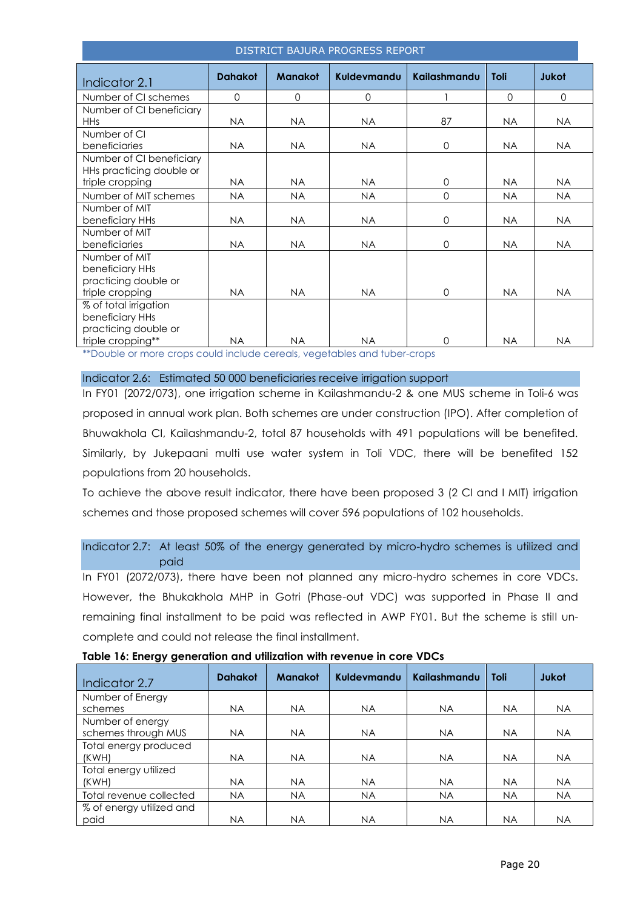| Indicator 2.1 | Dahakot | Manakot | Kuldevmandu | Kailashmandu | Toli | Jukot |
|---|---|---|---|---|---|---|
| Number of CI schemes | 0 | 0 | 0 | 1 | 0 | 0 |
| Number of CI beneficiary HHs | NA | NA | NA | 87 | NA | NA |
| Number of CI beneficiaries | NA | NA | NA | 0 | NA | NA |
| Number of CI beneficiary HHs practicing double or triple cropping | NA | NA | NA | 0 | NA | NA |
| Number of MIT schemes | NA | NA | NA | 0 | NA | NA |
| Number of MIT beneficiary HHs | NA | NA | NA | 0 | NA | NA |
| Number of MIT beneficiaries | NA | NA | NA | 0 | NA | NA |
| Number of MIT beneficiary HHs practicing double or triple cropping | NA | NA | NA | 0 | NA | NA |
| % of total irrigation beneficiary HHs practicing double or triple cropping** | NA | NA | NA | 0 | NA | NA |

**Double or more crops could include cereals, vegetables and tuber-crops

## Indicator 2.6: Estimated 50 000 beneficiaries receive irrigation support

In FY01 (2072/073), one irrigation scheme in Kailashmandu-2 & one MUS scheme in Toli-6 was proposed in annual work plan. Both schemes are under construction (IPO). After completion of Bhuwakhola CI, Kailashmandu-2, total 87 households with 491 populations will be benefited. Similarly, by Jukepaani multi use water system in Toli VDC, there will be benefited 152 populations from 20 households.

To achieve the above result indicator, there have been proposed 3 (2 CI and I MIT) irrigation schemes and those proposed schemes will cover 596 populations of 102 households.

## Indicator 2.7: At least 50% of the energy generated by micro-hydro schemes is utilized and paid

In FY01 (2072/073), there have been not planned any micro-hydro schemes in core VDCs. However, the Bhukakhola MHP in Gotri (Phase-out VDC) was supported in Phase II and remaining final installment to be paid was reflected in AWP FY01. But the scheme is still un-complete and could not release the final installment.

**Table 16: Energy generation and utilization with revenue in core VDCs**

| Indicator 2.7 | Dahakot | Manakot | Kuldevmandu | Kailashmandu | Toli | Jukot |
|---|---|---|---|---|---|---|
| Number of Energy schemes | NA | NA | NA | NA | NA | NA |
| Number of energy schemes through MUS | NA | NA | NA | NA | NA | NA |
| Total energy produced (KWH) | NA | NA | NA | NA | NA | NA |
| Total energy utilized (KWH) | NA | NA | NA | NA | NA | NA |
| Total revenue collected | NA | NA | NA | NA | NA | NA |
| % of energy utilized and paid | NA | NA | NA | NA | NA | NA |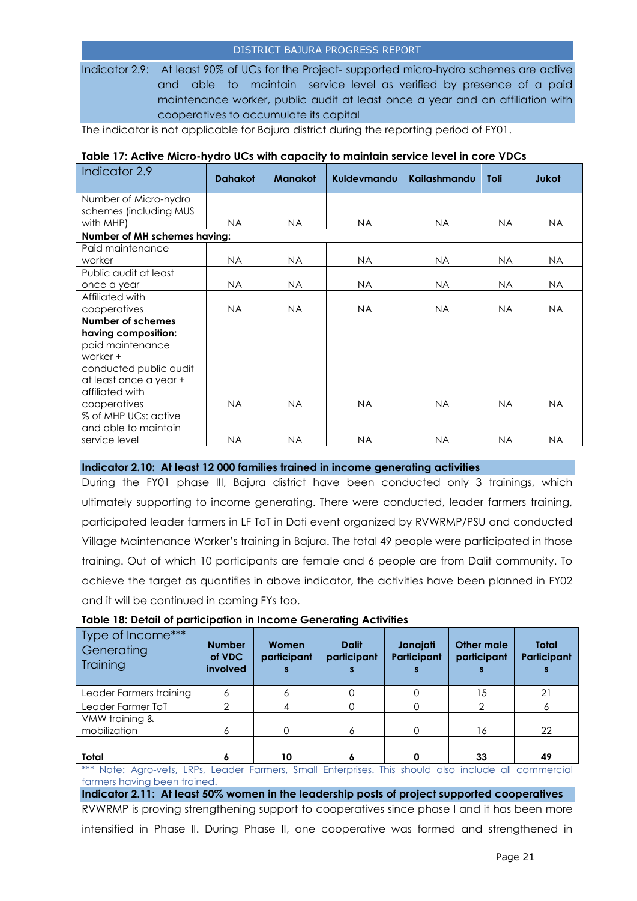**Indicator 2.9:** At least 90% of UCs for the Project- supported micro-hydro schemes are active and able to maintain service level as verified by presence of a paid maintenance worker, public audit at least once a year and an affiliation with cooperatives to accumulate its capital

The indicator is not applicable for Bajura district during the reporting period of FY01.

**Table 17: Active Micro-hydro UCs with capacity to maintain service level in core VDCs**

| Indicator 2.9 | Dahakot | Manakot | Kuldevmandu | Kailashmandu | Toli | Jukot |
|---|---|---|---|---|---|---|
| Number of Micro-hydro schemes (including MUS with MHP) | NA | NA | NA | NA | NA | NA |
| **Number of MH schemes having:** | | | | | | |
| Paid maintenance worker | NA | NA | NA | NA | NA | NA |
| Public audit at least once a year | NA | NA | NA | NA | NA | NA |
| Affiliated with cooperatives | NA | NA | NA | NA | NA | NA |
| **Number of schemes having composition:** paid maintenance worker + conducted public audit at least once a year + affiliated with cooperatives | NA | NA | NA | NA | NA | NA |
| % of MHP UCs: active and able to maintain service level | NA | NA | NA | NA | NA | NA |

**Indicator 2.10: At least 12 000 families trained in income generating activities**

During the FY01 phase III, Bajura district have been conducted only 3 trainings, which ultimately supporting to income generating. There were conducted, leader farmers training, participated leader farmers in LF ToT in Doti event organized by RVWRMP/PSU and conducted Village Maintenance Worker's training in Bajura. The total 49 people were participated in those training. Out of which 10 participants are female and 6 people are from Dalit community. To achieve the target as quantifies in above indicator, the activities have been planned in FY02 and it will be continued in coming FYs too.

**Table 18: Detail of participation in Income Generating Activities**

| Type of Income*** Generating Training | Number of VDC involved | Women participants | Dalit participants | Janajati Participants | Other male participants | Total Participants |
|---|---|---|---|---|---|---|
| Leader Farmers training | 6 | 6 | 0 | 0 | 15 | 21 |
| Leader Farmer ToT | 2 | 4 | 0 | 0 | 2 | 6 |
| VMW training & mobilization | 6 | 0 | 6 | 0 | 16 | 22 |
| | | | | | | |
| **Total** | **6** | **10** | **6** | **0** | **33** | **49** |

*** Note: Agro-vets, LRPs, Leader Farmers, Small Enterprises. This should also include all commercial farmers having been trained.

**Indicator 2.11: At least 50% women in the leadership posts of project supported cooperatives**

RVWRMP is proving strengthening support to cooperatives since phase I and it has been more intensified in Phase II. During Phase II, one cooperative was formed and strengthened in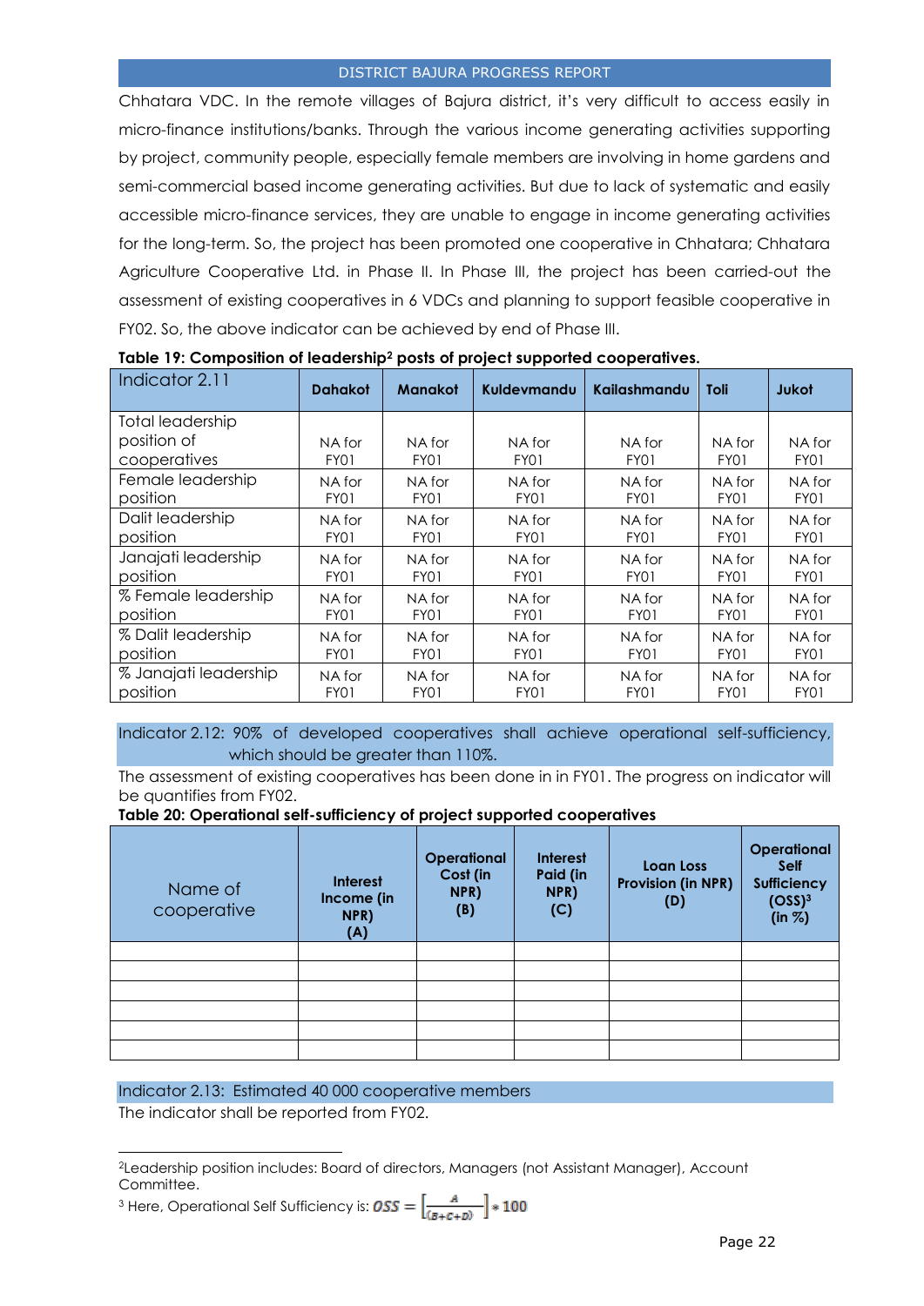Chhatara VDC. In the remote villages of Bajura district, it's very difficult to access easily in micro-finance institutions/banks. Through the various income generating activities supporting by project, community people, especially female members are involving in home gardens and semi-commercial based income generating activities. But due to lack of systematic and easily accessible micro-finance services, they are unable to engage in income generating activities for the long-term. So, the project has been promoted one cooperative in Chhatara; Chhatara Agriculture Cooperative Ltd. in Phase II. In Phase III, the project has been carried-out the assessment of existing cooperatives in 6 VDCs and planning to support feasible cooperative in FY02. So, the above indicator can be achieved by end of Phase III.

**Table 19: Composition of leadership[2] posts of project supported cooperatives.**

| Indicator 2.11 | Dahakot | Manakot | Kuldevmandu | Kailashmandu | Toli | Jukot |
|---|---|---|---|---|---|---|
| Total leadership position of cooperatives | NA for FY01 | NA for FY01 | NA for FY01 | NA for FY01 | NA for FY01 | NA for FY01 |
| Female leadership position | NA for FY01 | NA for FY01 | NA for FY01 | NA for FY01 | NA for FY01 | NA for FY01 |
| Dalit leadership position | NA for FY01 | NA for FY01 | NA for FY01 | NA for FY01 | NA for FY01 | NA for FY01 |
| Janajati leadership position | NA for FY01 | NA for FY01 | NA for FY01 | NA for FY01 | NA for FY01 | NA for FY01 |
| % Female leadership position | NA for FY01 | NA for FY01 | NA for FY01 | NA for FY01 | NA for FY01 | NA for FY01 |
| % Dalit leadership position | NA for FY01 | NA for FY01 | NA for FY01 | NA for FY01 | NA for FY01 | NA for FY01 |
| % Janajati leadership position | NA for FY01 | NA for FY01 | NA for FY01 | NA for FY01 | NA for FY01 | NA for FY01 |

Indicator 2.12: 90% of developed cooperatives shall achieve operational self-sufficiency, which should be greater than 110%.

The assessment of existing cooperatives has been done in in FY01. The progress on indicator will be quantifies from FY02.

**Table 20: Operational self-sufficiency of project supported cooperatives**

| Name of cooperative | Interest Income (in NPR) (A) | Operational Cost (in NPR) (B) | Interest Paid (in NPR) (C) | Loan Loss Provision (in NPR) (D) | Operational Self Sufficiency (OSS)[3] (in %) |
|---|---|---|---|---|---|
| | | | | | |
| | | | | | |
| | | | | | |
| | | | | | |
| | | | | | |
| | | | | | |

Indicator 2.13: Estimated 40 000 cooperative members

The indicator shall be reported from FY02.

---

[2]Leadership position includes: Board of directors, Managers (not Assistant Manager), Account Committee.

[3] Here, Operational Self Sufficiency is: $OSS = \left[\frac{A}{(B+C+D)}\right] * 100$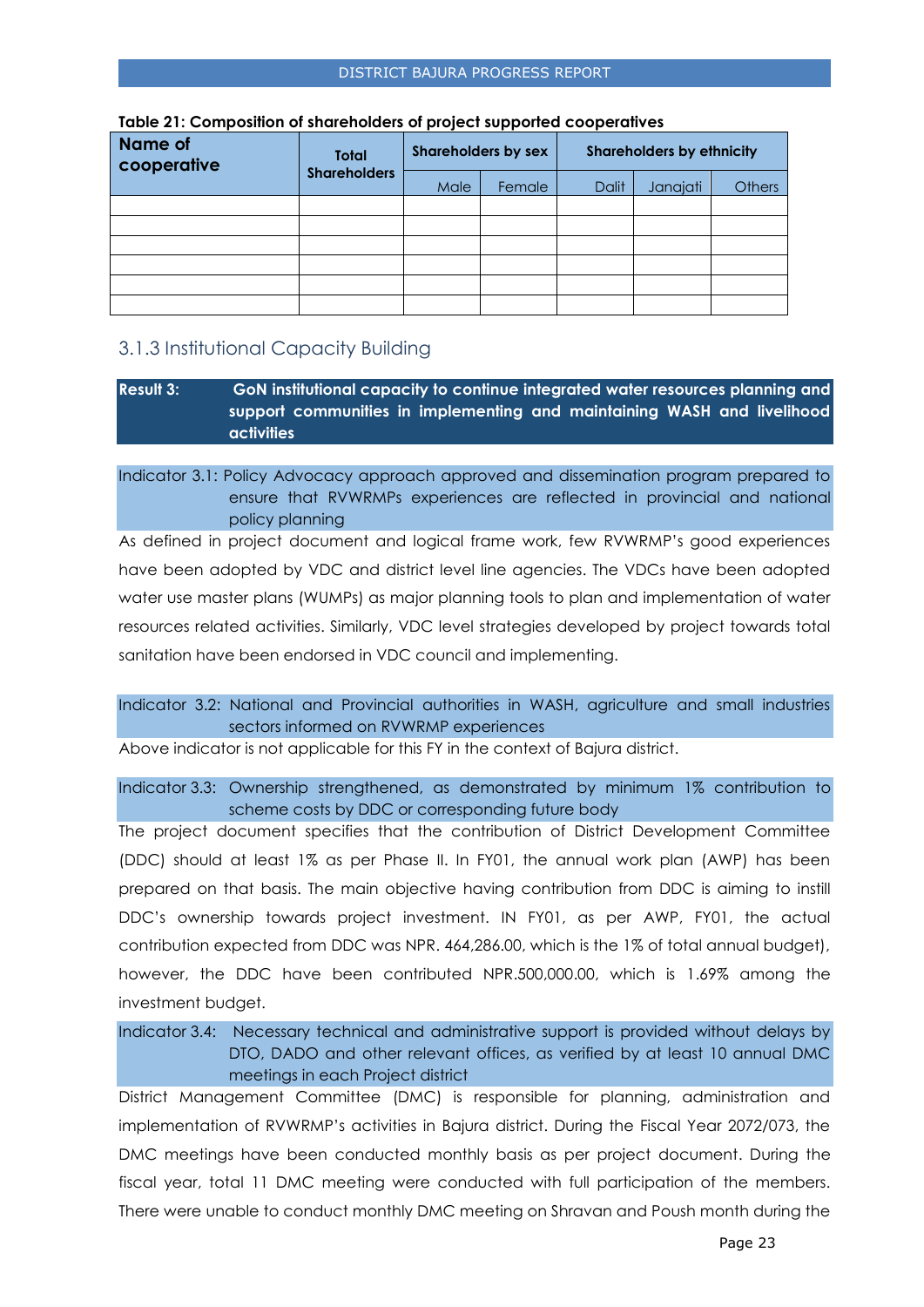**Table 21: Composition of shareholders of project supported cooperatives**

| Name of cooperative | Total Shareholders | Shareholders by sex | | Shareholders by ethnicity | | |
|---|---|---|---|---|---|---|
| | | Male | Female | Dalit | Janajati | Others |
| | | | | | | |
| | | | | | | |
| | | | | | | |
| | | | | | | |
| | | | | | | |
| | | | | | | |

## 3.1.3 Institutional Capacity Building

**Result 3: GoN institutional capacity to continue integrated water resources planning and support communities in implementing and maintaining WASH and livelihood activities**

Indicator 3.1: Policy Advocacy approach approved and dissemination program prepared to ensure that RVWRMPs experiences are reflected in provincial and national policy planning

As defined in project document and logical frame work, few RVWRMP's good experiences have been adopted by VDC and district level line agencies. The VDCs have been adopted water use master plans (WUMPs) as major planning tools to plan and implementation of water resources related activities. Similarly, VDC level strategies developed by project towards total sanitation have been endorsed in VDC council and implementing.

Indicator 3.2: National and Provincial authorities in WASH, agriculture and small industries sectors informed on RVWRMP experiences

Above indicator is not applicable for this FY in the context of Bajura district.

Indicator 3.3: Ownership strengthened, as demonstrated by minimum 1% contribution to scheme costs by DDC or corresponding future body

The project document specifies that the contribution of District Development Committee (DDC) should at least 1% as per Phase II. In FY01, the annual work plan (AWP) has been prepared on that basis. The main objective having contribution from DDC is aiming to instill DDC's ownership towards project investment. IN FY01, as per AWP, FY01, the actual contribution expected from DDC was NPR. 464,286.00, which is the 1% of total annual budget), however, the DDC have been contributed NPR.500,000.00, which is 1.69% among the investment budget.

Indicator 3.4: Necessary technical and administrative support is provided without delays by DTO, DADO and other relevant offices, as verified by at least 10 annual DMC meetings in each Project district

District Management Committee (DMC) is responsible for planning, administration and implementation of RVWRMP's activities in Bajura district. During the Fiscal Year 2072/073, the DMC meetings have been conducted monthly basis as per project document. During the fiscal year, total 11 DMC meeting were conducted with full participation of the members. There were unable to conduct monthly DMC meeting on Shravan and Poush month during the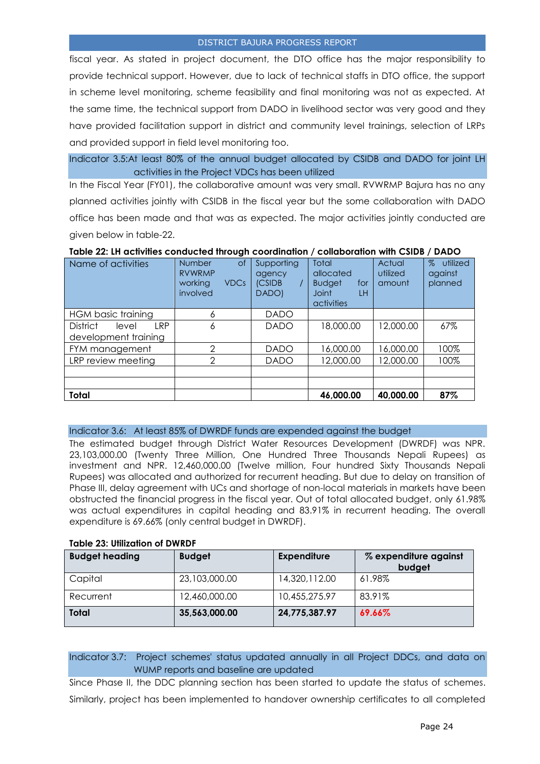fiscal year. As stated in project document, the DTO office has the major responsibility to provide technical support. However, due to lack of technical staffs in DTO office, the support in scheme level monitoring, scheme feasibility and final monitoring was not as expected. At the same time, the technical support from DADO in livelihood sector was very good and they have provided facilitation support in district and community level trainings, selection of LRPs and provided support in field level monitoring too.

### Indicator 3.5: At least 80% of the annual budget allocated by CSIDB and DADO for joint LH activities in the Project VDCs has been utilized

In the Fiscal Year (FY01), the collaborative amount was very small. RVWRMP Bajura has no any planned activities jointly with CSIDB in the fiscal year but the some collaboration with DADO office has been made and that was as expected. The major activities jointly conducted are given below in table-22.

**Table 22: LH activities conducted through coordination / collaboration with CSIDB / DADO**

| Name of activities | Number of RVWRMP working VDCs involved | Supporting agency (CSIDB / DADO) | Total allocated Budget for Joint LH activities | Actual utilized amount | % utilized against planned |
|---|---|---|---|---|---|
| HGM basic training | 6 | DADO | | | |
| District level LRP development training | 6 | DADO | 18,000.00 | 12,000.00 | 67% |
| FYM management | 2 | DADO | 16,000.00 | 16,000.00 | 100% |
| LRP review meeting | 2 | DADO | 12,000.00 | 12,000.00 | 100% |
| | | | | | |
| | | | | | |
| **Total** | | | **46,000.00** | **40,000.00** | **87%** |

### Indicator 3.6: At least 85% of DWRDF funds are expended against the budget

The estimated budget through District Water Resources Development (DWRDF) was NPR. 23,103,000.00 (Twenty Three Million, One Hundred Three Thousands Nepali Rupees) as investment and NPR. 12,460,000.00 (Twelve million, Four hundred Sixty Thousands Nepali Rupees) was allocated and authorized for recurrent heading. But due to delay on transition of Phase III, delay agreement with UCs and shortage of non-local materials in markets have been obstructed the financial progress in the fiscal year. Out of total allocated budget, only 61.98% was actual expenditures in capital heading and 83.91% in recurrent heading. The overall expenditure is 69.66% (only central budget in DWRDF).

**Table 23: Utilization of DWRDF**

| Budget heading | Budget | Expenditure | % expenditure against budget |
|---|---|---|---|
| Capital | 23,103,000.00 | 14,320,112.00 | 61.98% |
| Recurrent | 12,460,000.00 | 10,455,275.97 | 83.91% |
| **Total** | **35,563,000.00** | **24,775,387.97** | **69.66%** |

### Indicator 3.7: Project schemes' status updated annually in all Project DDCs, and data on WUMP reports and baseline are updated

Since Phase II, the DDC planning section has been started to update the status of schemes. Similarly, project has been implemented to handover ownership certificates to all completed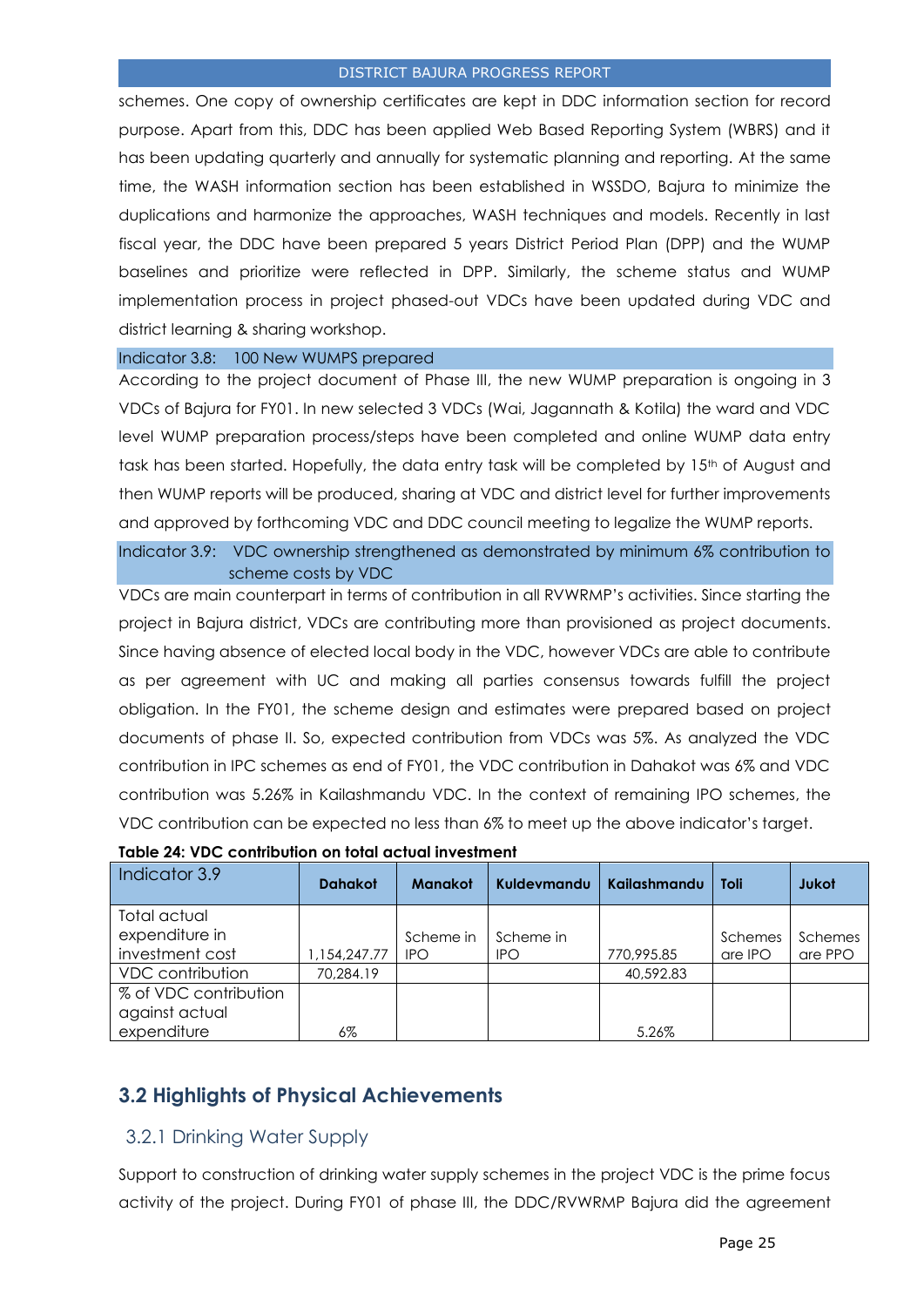schemes. One copy of ownership certificates are kept in DDC information section for record purpose. Apart from this, DDC has been applied Web Based Reporting System (WBRS) and it has been updating quarterly and annually for systematic planning and reporting. At the same time, the WASH information section has been established in WSSDO, Bajura to minimize the duplications and harmonize the approaches, WASH techniques and models. Recently in last fiscal year, the DDC have been prepared 5 years District Period Plan (DPP) and the WUMP baselines and prioritize were reflected in DPP. Similarly, the scheme status and WUMP implementation process in project phased-out VDCs have been updated during VDC and district learning & sharing workshop.

Indicator 3.8: 100 New WUMPS prepared

According to the project document of Phase III, the new WUMP preparation is ongoing in 3 VDCs of Bajura for FY01. In new selected 3 VDCs (Wai, Jagannath & Kotila) the ward and VDC level WUMP preparation process/steps have been completed and online WUMP data entry task has been started. Hopefully, the data entry task will be completed by 15th of August and then WUMP reports will be produced, sharing at VDC and district level for further improvements and approved by forthcoming VDC and DDC council meeting to legalize the WUMP reports.

Indicator 3.9: VDC ownership strengthened as demonstrated by minimum 6% contribution to scheme costs by VDC

VDCs are main counterpart in terms of contribution in all RVWRMP's activities. Since starting the project in Bajura district, VDCs are contributing more than provisioned as project documents. Since having absence of elected local body in the VDC, however VDCs are able to contribute as per agreement with UC and making all parties consensus towards fulfill the project obligation. In the FY01, the scheme design and estimates were prepared based on project documents of phase II. So, expected contribution from VDCs was 5%. As analyzed the VDC contribution in IPC schemes as end of FY01, the VDC contribution in Dahakot was 6% and VDC contribution was 5.26% in Kailashmandu VDC. In the context of remaining IPO schemes, the VDC contribution can be expected no less than 6% to meet up the above indicator's target.

**Table 24: VDC contribution on total actual investment**

| Indicator 3.9 | Dahakot | Manakot | Kuldevmandu | Kailashmandu | Toli | Jukot |
|---|---|---|---|---|---|---|
| Total actual expenditure in investment cost | 1,154,247.77 | Scheme in IPO | Scheme in IPO | 770,995.85 | Schemes are IPO | Schemes are PPO |
| VDC contribution | 70,284.19 | | | 40,592.83 | | |
| % of VDC contribution against actual expenditure | 6% | | | 5.26% | | |

## 3.2 Highlights of Physical Achievements

### 3.2.1 Drinking Water Supply

Support to construction of drinking water supply schemes in the project VDC is the prime focus activity of the project. During FY01 of phase III, the DDC/RVWRMP Bajura did the agreement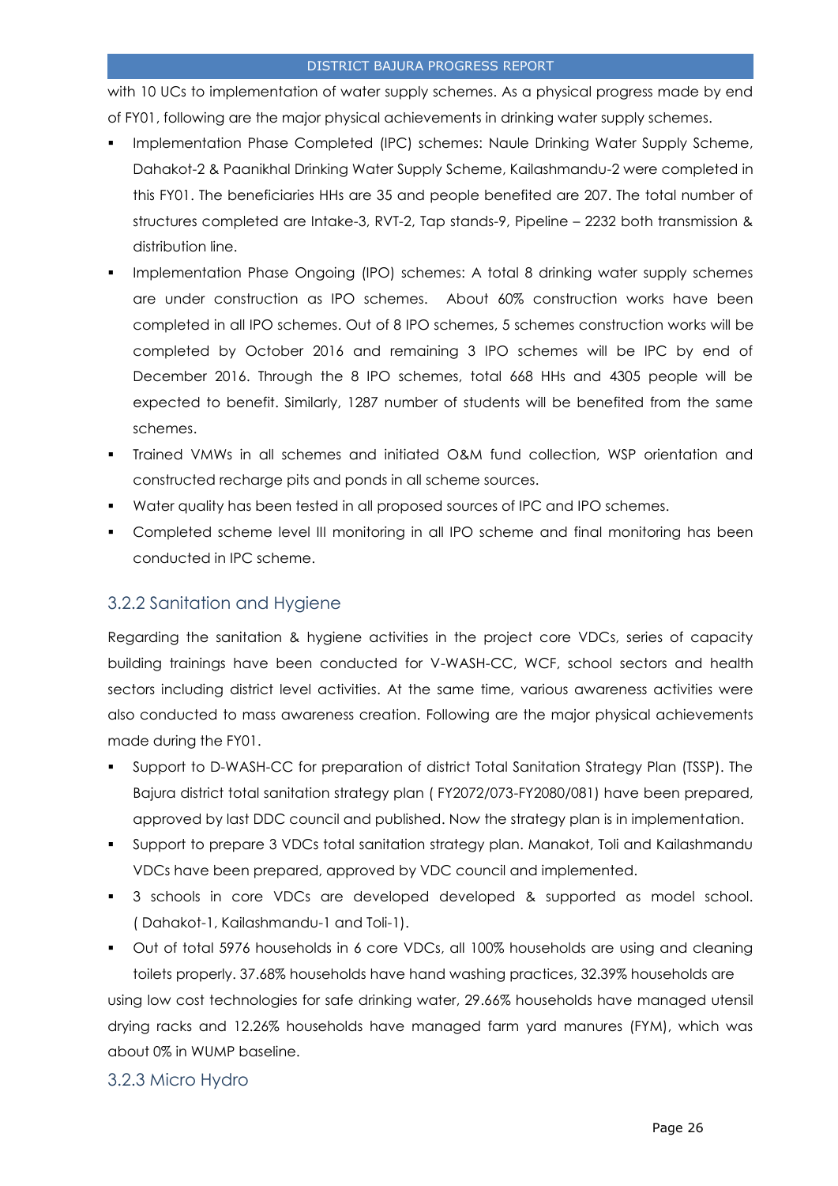with 10 UCs to implementation of water supply schemes. As a physical progress made by end of FY01, following are the major physical achievements in drinking water supply schemes.

- Implementation Phase Completed (IPC) schemes: Naule Drinking Water Supply Scheme, Dahakot-2 & Paanikhal Drinking Water Supply Scheme, Kailashmandu-2 were completed in this FY01. The beneficiaries HHs are 35 and people benefited are 207. The total number of structures completed are Intake-3, RVT-2, Tap stands-9, Pipeline – 2232 both transmission & distribution line.
- Implementation Phase Ongoing (IPO) schemes: A total 8 drinking water supply schemes are under construction as IPO schemes. About 60% construction works have been completed in all IPO schemes. Out of 8 IPO schemes, 5 schemes construction works will be completed by October 2016 and remaining 3 IPO schemes will be IPC by end of December 2016. Through the 8 IPO schemes, total 668 HHs and 4305 people will be expected to benefit. Similarly, 1287 number of students will be benefited from the same schemes.
- Trained VMWs in all schemes and initiated O&M fund collection, WSP orientation and constructed recharge pits and ponds in all scheme sources.
- Water quality has been tested in all proposed sources of IPC and IPO schemes.
- Completed scheme level III monitoring in all IPO scheme and final monitoring has been conducted in IPC scheme.

### 3.2.2 Sanitation and Hygiene

Regarding the sanitation & hygiene activities in the project core VDCs, series of capacity building trainings have been conducted for V-WASH-CC, WCF, school sectors and health sectors including district level activities. At the same time, various awareness activities were also conducted to mass awareness creation. Following are the major physical achievements made during the FY01.

- Support to D-WASH-CC for preparation of district Total Sanitation Strategy Plan (TSSP). The Bajura district total sanitation strategy plan ( FY2072/073-FY2080/081) have been prepared, approved by last DDC council and published. Now the strategy plan is in implementation.
- Support to prepare 3 VDCs total sanitation strategy plan. Manakot, Toli and Kailashmandu VDCs have been prepared, approved by VDC council and implemented.
- 3 schools in core VDCs are developed developed & supported as model school. ( Dahakot-1, Kailashmandu-1 and Toli-1).
- Out of total 5976 households in 6 core VDCs, all 100% households are using and cleaning toilets properly. 37.68% households have hand washing practices, 32.39% households are using low cost technologies for safe drinking water, 29.66% households have managed utensil drying racks and 12.26% households have managed farm yard manures (FYM), which was about 0% in WUMP baseline.

### 3.2.3 Micro Hydro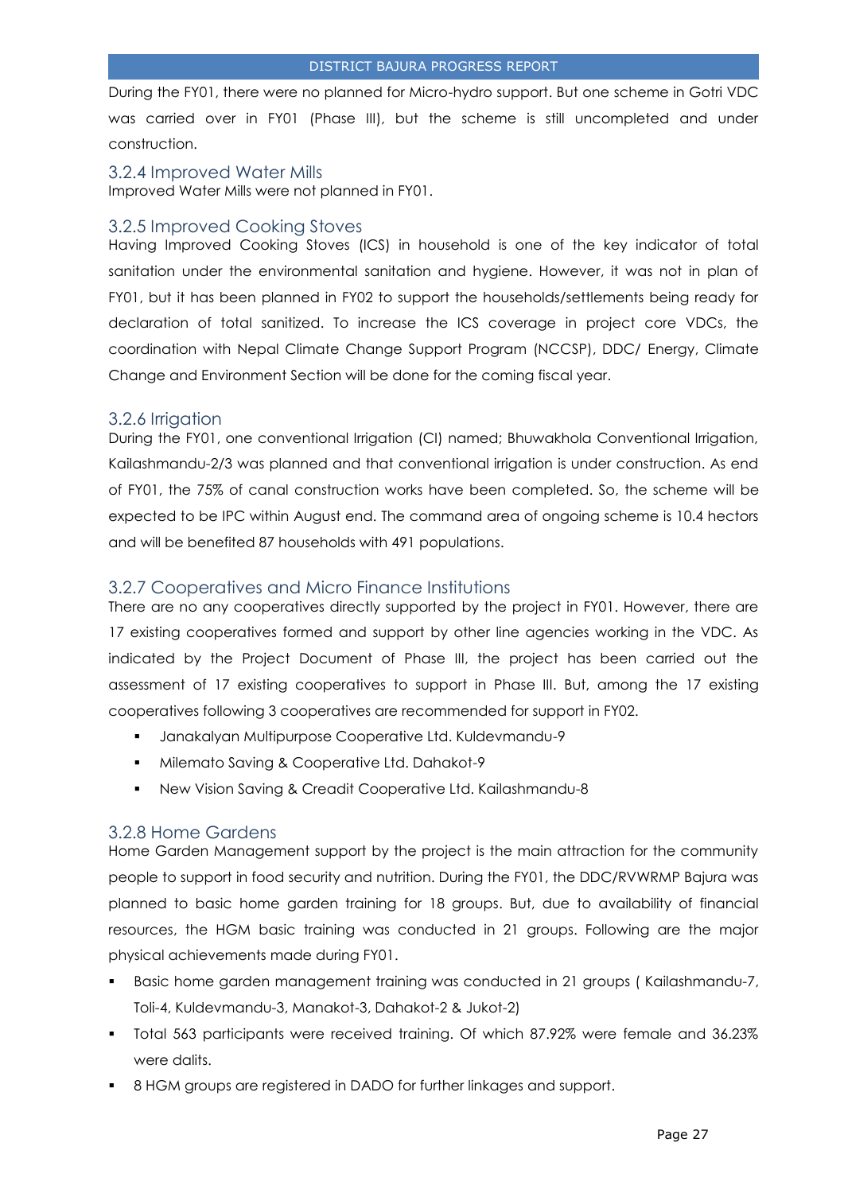During the FY01, there were no planned for Micro-hydro support. But one scheme in Gotri VDC was carried over in FY01 (Phase III), but the scheme is still uncompleted and under construction.

### 3.2.4 Improved Water Mills

Improved Water Mills were not planned in FY01.

### 3.2.5 Improved Cooking Stoves

Having Improved Cooking Stoves (ICS) in household is one of the key indicator of total sanitation under the environmental sanitation and hygiene. However, it was not in plan of FY01, but it has been planned in FY02 to support the households/settlements being ready for declaration of total sanitized. To increase the ICS coverage in project core VDCs, the coordination with Nepal Climate Change Support Program (NCCSP), DDC/ Energy, Climate Change and Environment Section will be done for the coming fiscal year.

### 3.2.6 Irrigation

During the FY01, one conventional Irrigation (CI) named; Bhuwakhola Conventional Irrigation, Kailashmandu-2/3 was planned and that conventional irrigation is under construction. As end of FY01, the 75% of canal construction works have been completed. So, the scheme will be expected to be IPC within August end. The command area of ongoing scheme is 10.4 hectors and will be benefited 87 households with 491 populations.

### 3.2.7 Cooperatives and Micro Finance Institutions

There are no any cooperatives directly supported by the project in FY01. However, there are 17 existing cooperatives formed and support by other line agencies working in the VDC. As indicated by the Project Document of Phase III, the project has been carried out the assessment of 17 existing cooperatives to support in Phase III. But, among the 17 existing cooperatives following 3 cooperatives are recommended for support in FY02.

- Janakalyan Multipurpose Cooperative Ltd. Kuldevmandu-9
- Milemato Saving & Cooperative Ltd. Dahakot-9
- New Vision Saving & Creadit Cooperative Ltd. Kailashmandu-8

### 3.2.8 Home Gardens

Home Garden Management support by the project is the main attraction for the community people to support in food security and nutrition. During the FY01, the DDC/RVWRMP Bajura was planned to basic home garden training for 18 groups. But, due to availability of financial resources, the HGM basic training was conducted in 21 groups. Following are the major physical achievements made during FY01.

- Basic home garden management training was conducted in 21 groups ( Kailashmandu-7, Toli-4, Kuldevmandu-3, Manakot-3, Dahakot-2 & Jukot-2)
- Total 563 participants were received training. Of which 87.92% were female and 36.23% were dalits.
- 8 HGM groups are registered in DADO for further linkages and support.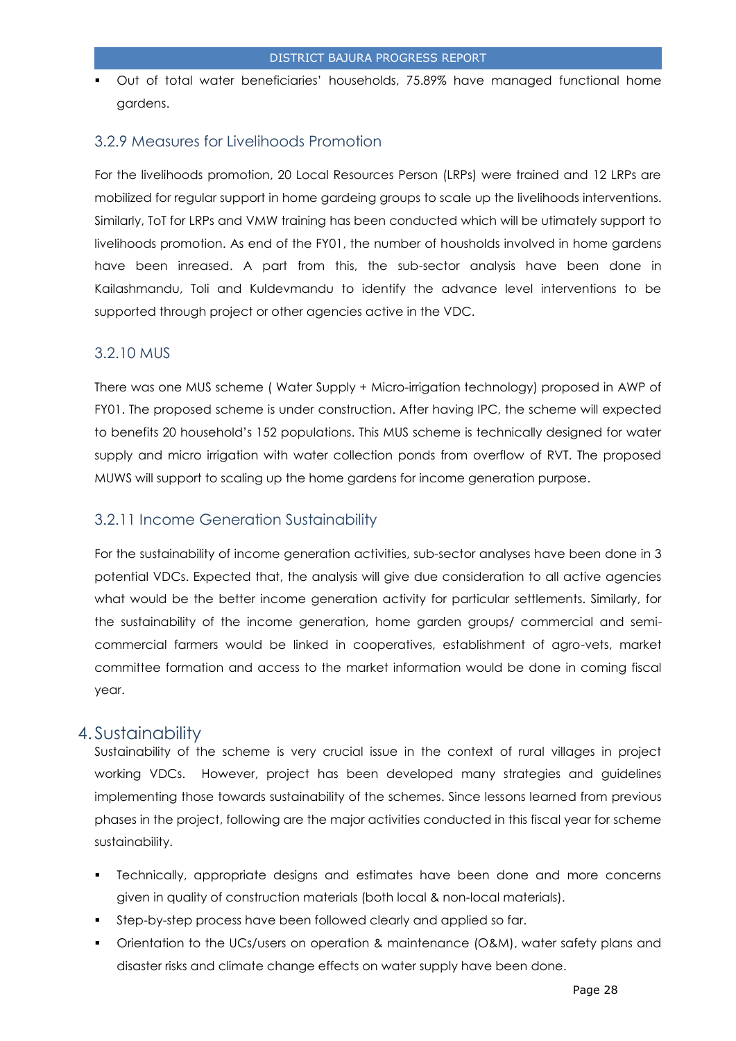- Out of total water beneficiaries' households, 75.89% have managed functional home gardens.

### 3.2.9 Measures for Livelihoods Promotion

For the livelihoods promotion, 20 Local Resources Person (LRPs) were trained and 12 LRPs are mobilized for regular support in home gardeing groups to scale up the livelihoods interventions. Similarly, ToT for LRPs and VMW training has been conducted which will be utimately support to livelihoods promotion. As end of the FY01, the number of housholds involved in home gardens have been inreased. A part from this, the sub-sector analysis have been done in Kailashmandu, Toli and Kuldevmandu to identify the advance level interventions to be supported through project or other agencies active in the VDC.

### 3.2.10 MUS

There was one MUS scheme ( Water Supply + Micro-irrigation technology) proposed in AWP of FY01. The proposed scheme is under construction. After having IPC, the scheme will expected to benefits 20 household's 152 populations. This MUS scheme is technically designed for water supply and micro irrigation with water collection ponds from overflow of RVT. The proposed MUWS will support to scaling up the home gardens for income generation purpose.

### 3.2.11 Income Generation Sustainability

For the sustainability of income generation activities, sub-sector analyses have been done in 3 potential VDCs. Expected that, the analysis will give due consideration to all active agencies what would be the better income generation activity for particular settlements. Similarly, for the sustainability of the income generation, home garden groups/ commercial and semi-commercial farmers would be linked in cooperatives, establishment of agro-vets, market committee formation and access to the market information would be done in coming fiscal year.

# 4. Sustainability

Sustainability of the scheme is very crucial issue in the context of rural villages in project working VDCs. However, project has been developed many strategies and guidelines implementing those towards sustainability of the schemes. Since lessons learned from previous phases in the project, following are the major activities conducted in this fiscal year for scheme sustainability.

- Technically, appropriate designs and estimates have been done and more concerns given in quality of construction materials (both local & non-local materials).
- Step-by-step process have been followed clearly and applied so far.
- Orientation to the UCs/users on operation & maintenance (O&M), water safety plans and disaster risks and climate change effects on water supply have been done.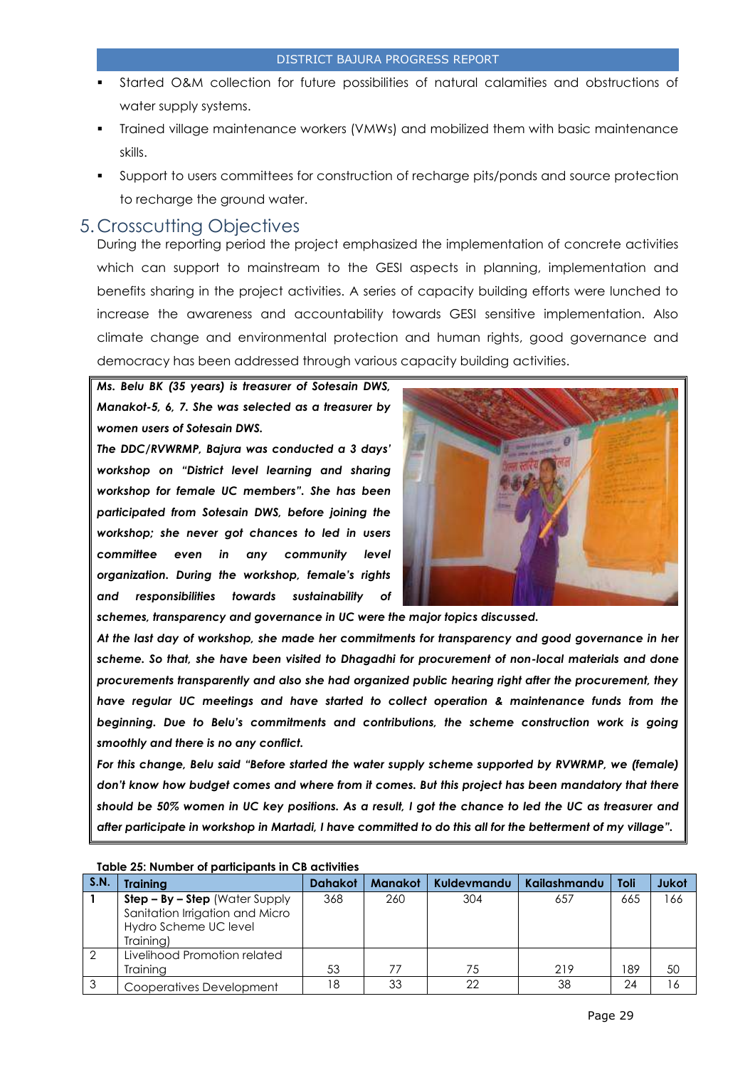- Started O&M collection for future possibilities of natural calamities and obstructions of water supply systems.
- Trained village maintenance workers (VMWs) and mobilized them with basic maintenance skills.
- Support to users committees for construction of recharge pits/ponds and source protection to recharge the ground water.

## 5. Crosscutting Objectives

During the reporting period the project emphasized the implementation of concrete activities which can support to mainstream to the GESI aspects in planning, implementation and benefits sharing in the project activities. A series of capacity building efforts were lunched to increase the awareness and accountability towards GESI sensitive implementation. Also climate change and environmental protection and human rights, good governance and democracy has been addressed through various capacity building activities.

***Ms. Belu BK (35 years) is treasurer of Sotesain DWS, Manakot-5, 6, 7. She was selected as a treasurer by women users of Sotesain DWS.***

***The DDC/RVWRMP, Bajura was conducted a 3 days' workshop on "District level learning and sharing workshop for female UC members". She has been participated from Sotesain DWS, before joining the workshop; she never got chances to led in users committee even in any community level organization. During the workshop, female's rights and responsibilities towards sustainability of schemes, transparency and governance in UC were the major topics discussed.***

***At the last day of workshop, she made her commitments for transparency and good governance in her scheme. So that, she have been visited to Dhagadhi for procurement of non-local materials and done procurements transparently and also she had organized public hearing right after the procurement, they have regular UC meetings and have started to collect operation & maintenance funds from the beginning. Due to Belu's commitments and contributions, the scheme construction work is going smoothly and there is no any conflict.***

***For this change, Belu said "Before started the water supply scheme supported by RVWRMP, we (female) don't know how budget comes and where from it comes. But this project has been mandatory that there should be 50% women in UC key positions. As a result, I got the chance to led the UC as treasurer and after participate in workshop in Martadi, I have committed to do this all for the betterment of my village".***

**Table 25: Number of participants in CB activities**

| S.N. | Training | Dahakot | Manakot | Kuldevmandu | Kailashmandu | Toli | Jukot |
|---|---|---|---|---|---|---|---|
| 1 | **Step – By – Step** (Water Supply Sanitation Irrigation and Micro Hydro Scheme UC level Training) | 368 | 260 | 304 | 657 | 665 | 166 |
| 2 | Livelihood Promotion related Training | 53 | 77 | 75 | 219 | 189 | 50 |
| 3 | Cooperatives Development | 18 | 33 | 22 | 38 | 24 | 16 |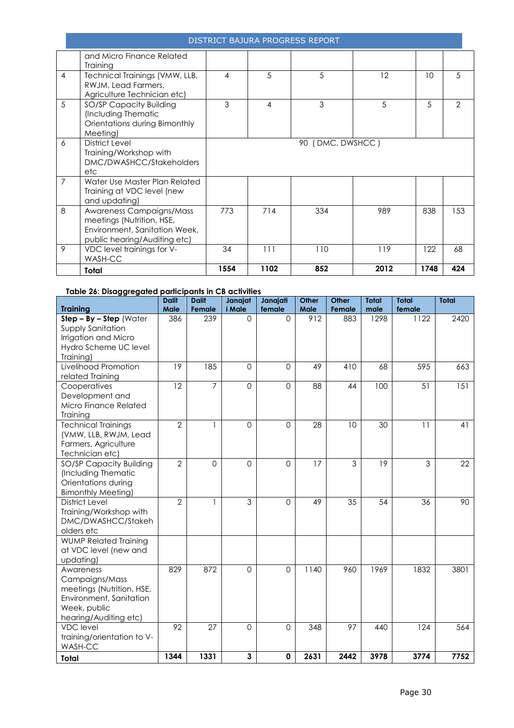| | | | | | | | |
|---|---|---|---|---|---|---|---|
| | and Micro Finance Related Training | | | | | | |
| 4 | Technical Trainings (VMW, LLB, RWJM, Lead Farmers, Agriculture Technician etc) | 4 | 5 | 5 | 12 | 10 | 5 |
| 5 | SO/SP Capacity Building (Including Thematic Orientations during Bimonthly Meeting) | 3 | 4 | 3 | 5 | 5 | 2 |
| 6 | District Level Training/Workshop with DMC/DWASHCC/Stakeholders etc | 90 ( DMC, DWSHCC ) | | | | | |
| 7 | Water Use Master Plan Related Training at VDC level (new and updating) | | | | | | |
| 8 | Awareness Campaigns/Mass meetings (Nutrition, HSE, Environment, Sanitation Week, public hearing/Auditing etc) | 773 | 714 | 334 | 989 | 838 | 153 |
| 9 | VDC level trainings for V-WASH-CC | 34 | 111 | 110 | 119 | 122 | 68 |
| | **Total** | **1554** | **1102** | **852** | **2012** | **1748** | **424** |

**Table 26: Disaggregated participants in CB activities**

| Training | Dalit Male | Dalit Female | Janajati Male | Janajati female | Other Male | Other Female | Total male | Total female | Total |
|---|---|---|---|---|---|---|---|---|---|
| **Step – By – Step** (Water Supply Sanitation Irrigation and Micro Hydro Scheme UC level Training) | 386 | 239 | 0 | 0 | 912 | 883 | 1298 | 1122 | 2420 |
| Livelihood Promotion related Training | 19 | 185 | 0 | 0 | 49 | 410 | 68 | 595 | 663 |
| Cooperatives Development and Micro Finance Related Training | 12 | 7 | 0 | 0 | 88 | 44 | 100 | 51 | 151 |
| Technical Trainings (VMW, LLB, RWJM, Lead Farmers, Agriculture Technician etc) | 2 | 1 | 0 | 0 | 28 | 10 | 30 | 11 | 41 |
| SO/SP Capacity Building (Including Thematic Orientations during Bimonthly Meeting) | 2 | 0 | 0 | 0 | 17 | 3 | 19 | 3 | 22 |
| District Level Training/Workshop with DMC/DWASHCC/Stakeholders etc | 2 | 1 | 3 | 0 | 49 | 35 | 54 | 36 | 90 |
| WUMP Related Training at VDC level (new and updating) | | | | | | | | | |
| Awareness Campaigns/Mass meetings (Nutrition, HSE, Environment, Sanitation Week, public hearing/Auditing etc) | 829 | 872 | 0 | 0 | 1140 | 960 | 1969 | 1832 | 3801 |
| VDC level training/orientation to V-WASH-CC | 92 | 27 | 0 | 0 | 348 | 97 | 440 | 124 | 564 |
| **Total** | **1344** | **1331** | **3** | **0** | **2631** | **2442** | **3978** | **3774** | **7752** |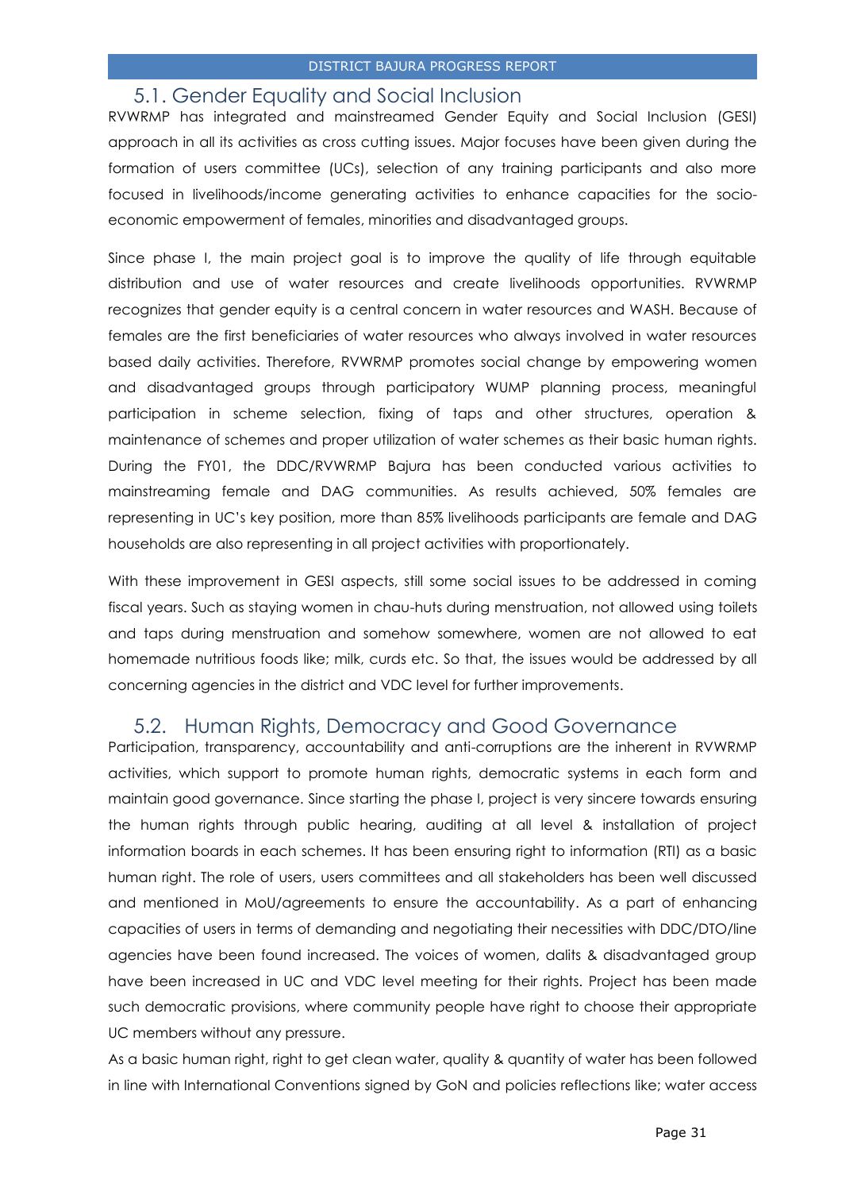## 5.1. Gender Equality and Social Inclusion

RVWRMP has integrated and mainstreamed Gender Equity and Social Inclusion (GESI) approach in all its activities as cross cutting issues. Major focuses have been given during the formation of users committee (UCs), selection of any training participants and also more focused in livelihoods/income generating activities to enhance capacities for the socio-economic empowerment of females, minorities and disadvantaged groups.

Since phase I, the main project goal is to improve the quality of life through equitable distribution and use of water resources and create livelihoods opportunities. RVWRMP recognizes that gender equity is a central concern in water resources and WASH. Because of females are the first beneficiaries of water resources who always involved in water resources based daily activities. Therefore, RVWRMP promotes social change by empowering women and disadvantaged groups through participatory WUMP planning process, meaningful participation in scheme selection, fixing of taps and other structures, operation & maintenance of schemes and proper utilization of water schemes as their basic human rights. During the FY01, the DDC/RVWRMP Bajura has been conducted various activities to mainstreaming female and DAG communities. As results achieved, 50% females are representing in UC's key position, more than 85% livelihoods participants are female and DAG households are also representing in all project activities with proportionately.

With these improvement in GESI aspects, still some social issues to be addressed in coming fiscal years. Such as staying women in chau-huts during menstruation, not allowed using toilets and taps during menstruation and somehow somewhere, women are not allowed to eat homemade nutritious foods like; milk, curds etc. So that, the issues would be addressed by all concerning agencies in the district and VDC level for further improvements.

## 5.2. Human Rights, Democracy and Good Governance

Participation, transparency, accountability and anti-corruptions are the inherent in RVWRMP activities, which support to promote human rights, democratic systems in each form and maintain good governance. Since starting the phase I, project is very sincere towards ensuring the human rights through public hearing, auditing at all level & installation of project information boards in each schemes. It has been ensuring right to information (RTI) as a basic human right. The role of users, users committees and all stakeholders has been well discussed and mentioned in MoU/agreements to ensure the accountability. As a part of enhancing capacities of users in terms of demanding and negotiating their necessities with DDC/DTO/line agencies have been found increased. The voices of women, dalits & disadvantaged group have been increased in UC and VDC level meeting for their rights. Project has been made such democratic provisions, where community people have right to choose their appropriate UC members without any pressure.

As a basic human right, right to get clean water, quality & quantity of water has been followed in line with International Conventions signed by GoN and policies reflections like; water access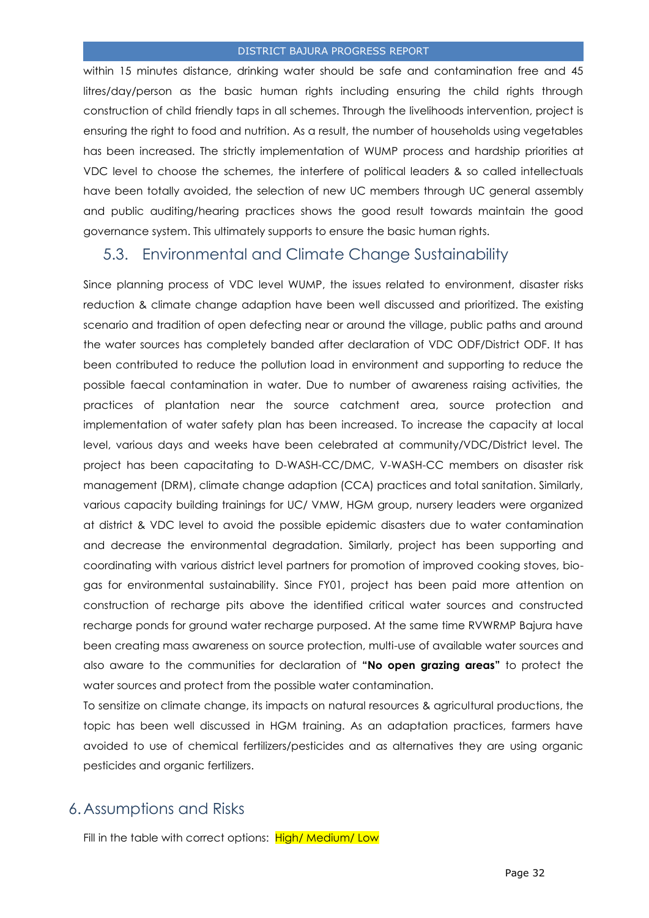within 15 minutes distance, drinking water should be safe and contamination free and 45 litres/day/person as the basic human rights including ensuring the child rights through construction of child friendly taps in all schemes. Through the livelihoods intervention, project is ensuring the right to food and nutrition. As a result, the number of households using vegetables has been increased. The strictly implementation of WUMP process and hardship priorities at VDC level to choose the schemes, the interfere of political leaders & so called intellectuals have been totally avoided, the selection of new UC members through UC general assembly and public auditing/hearing practices shows the good result towards maintain the good governance system. This ultimately supports to ensure the basic human rights.

## 5.3. Environmental and Climate Change Sustainability

Since planning process of VDC level WUMP, the issues related to environment, disaster risks reduction & climate change adaption have been well discussed and prioritized. The existing scenario and tradition of open defecting near or around the village, public paths and around the water sources has completely banded after declaration of VDC ODF/District ODF. It has been contributed to reduce the pollution load in environment and supporting to reduce the possible faecal contamination in water. Due to number of awareness raising activities, the practices of plantation near the source catchment area, source protection and implementation of water safety plan has been increased. To increase the capacity at local level, various days and weeks have been celebrated at community/VDC/District level. The project has been capacitating to D-WASH-CC/DMC, V-WASH-CC members on disaster risk management (DRM), climate change adaption (CCA) practices and total sanitation. Similarly, various capacity building trainings for UC/ VMW, HGM group, nursery leaders were organized at district & VDC level to avoid the possible epidemic disasters due to water contamination and decrease the environmental degradation. Similarly, project has been supporting and coordinating with various district level partners for promotion of improved cooking stoves, bio-gas for environmental sustainability. Since FY01, project has been paid more attention on construction of recharge pits above the identified critical water sources and constructed recharge ponds for ground water recharge purposed. At the same time RVWRMP Bajura have been creating mass awareness on source protection, multi-use of available water sources and also aware to the communities for declaration of **"No open grazing areas"** to protect the water sources and protect from the possible water contamination.

To sensitize on climate change, its impacts on natural resources & agricultural productions, the topic has been well discussed in HGM training. As an adaptation practices, farmers have avoided to use of chemical fertilizers/pesticides and as alternatives they are using organic pesticides and organic fertilizers.

# 6. Assumptions and Risks

Fill in the table with correct options: High/ Medium/ Low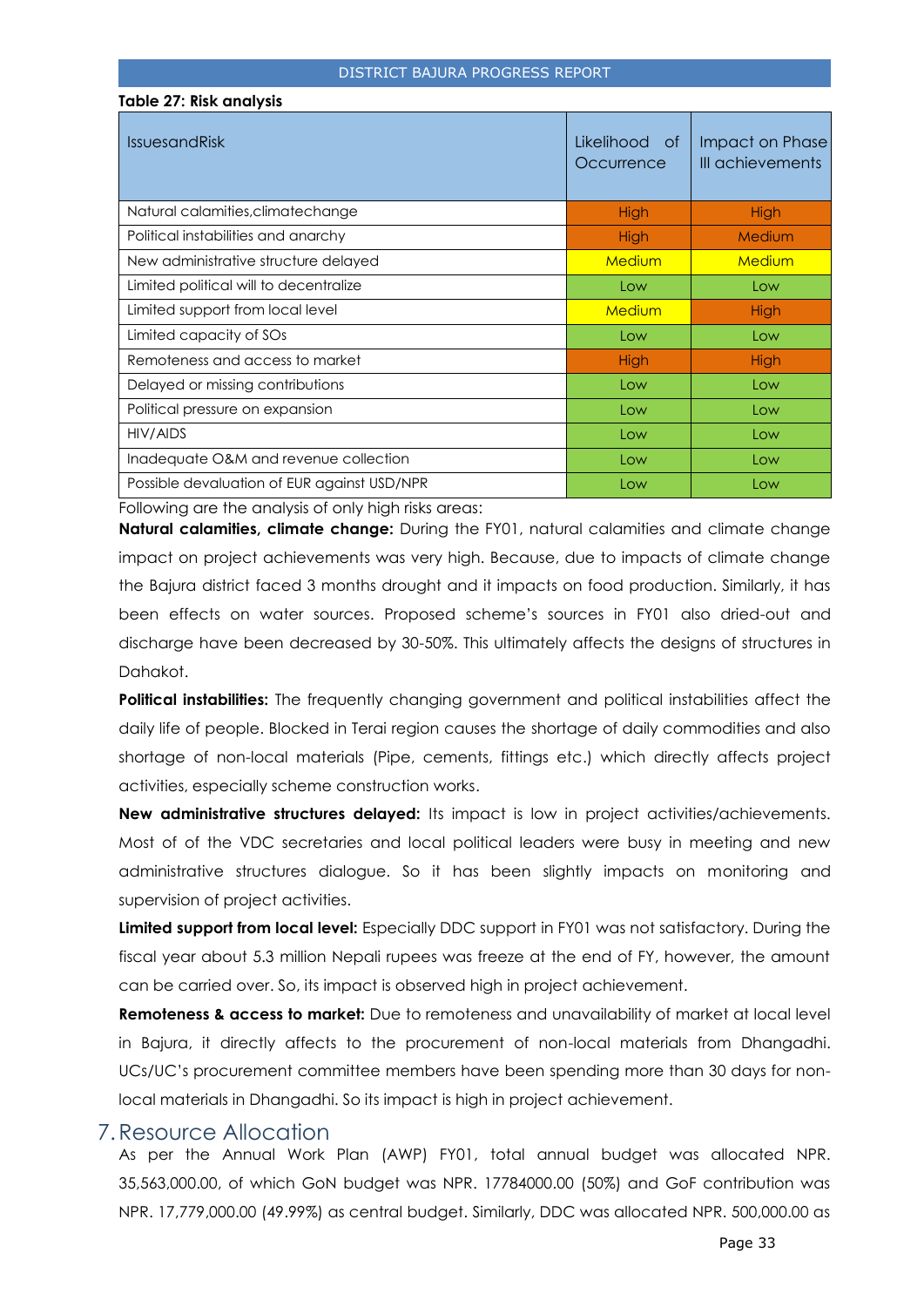**Table 27: Risk analysis**

| IssuesandRisk | Likelihood of Occurrence | Impact on Phase III achievements |
|---|---|---|
| Natural calamities,climatechange | High | High |
| Political instabilities and anarchy | High | Medium |
| New administrative structure delayed | Medium | Medium |
| Limited political will to decentralize | Low | Low |
| Limited support from local level | Medium | High |
| Limited capacity of SOs | Low | Low |
| Remoteness and access to market | High | High |
| Delayed or missing contributions | Low | Low |
| Political pressure on expansion | Low | Low |
| HIV/AIDS | Low | Low |
| Inadequate O&M and revenue collection | Low | Low |
| Possible devaluation of EUR against USD/NPR | Low | Low |

Following are the analysis of only high risks areas:

**Natural calamities, climate change:** During the FY01, natural calamities and climate change impact on project achievements was very high. Because, due to impacts of climate change the Bajura district faced 3 months drought and it impacts on food production. Similarly, it has been effects on water sources. Proposed scheme's sources in FY01 also dried-out and discharge have been decreased by 30-50%. This ultimately affects the designs of structures in Dahakot.

**Political instabilities:** The frequently changing government and political instabilities affect the daily life of people. Blocked in Terai region causes the shortage of daily commodities and also shortage of non-local materials (Pipe, cements, fittings etc.) which directly affects project activities, especially scheme construction works.

**New administrative structures delayed:** Its impact is low in project activities/achievements. Most of of the VDC secretaries and local political leaders were busy in meeting and new administrative structures dialogue. So it has been slightly impacts on monitoring and supervision of project activities.

**Limited support from local level:** Especially DDC support in FY01 was not satisfactory. During the fiscal year about 5.3 million Nepali rupees was freeze at the end of FY, however, the amount can be carried over. So, its impact is observed high in project achievement.

**Remoteness & access to market:** Due to remoteness and unavailability of market at local level in Bajura, it directly affects to the procurement of non-local materials from Dhangadhi. UCs/UC's procurement committee members have been spending more than 30 days for non-local materials in Dhangadhi. So its impact is high in project achievement.

# 7. Resource Allocation

As per the Annual Work Plan (AWP) FY01, total annual budget was allocated NPR. 35,563,000.00, of which GoN budget was NPR. 17784000.00 (50%) and GoF contribution was NPR. 17,779,000.00 (49.99%) as central budget. Similarly, DDC was allocated NPR. 500,000.00 as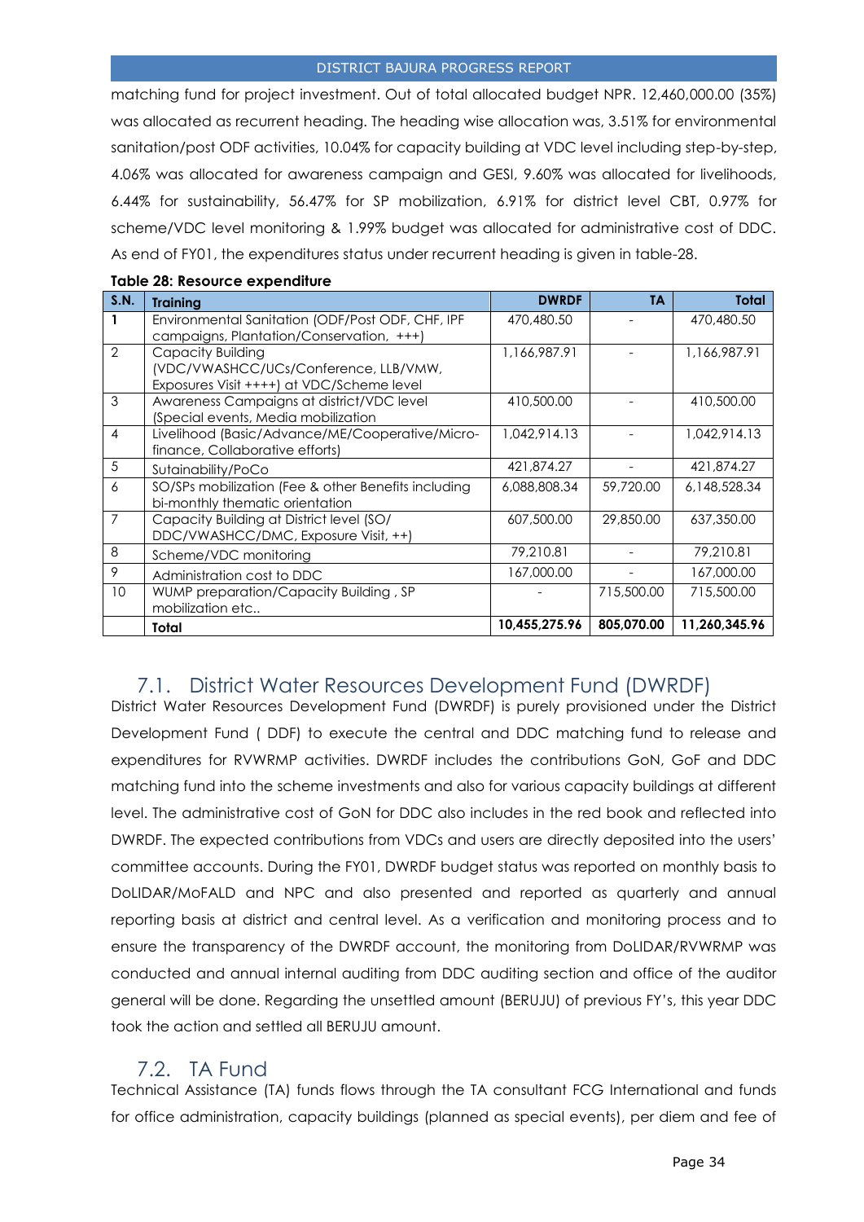matching fund for project investment. Out of total allocated budget NPR. 12,460,000.00 (35%) was allocated as recurrent heading. The heading wise allocation was, 3.51% for environmental sanitation/post ODF activities, 10.04% for capacity building at VDC level including step-by-step, 4.06% was allocated for awareness campaign and GESI, 9.60% was allocated for livelihoods, 6.44% for sustainability, 56.47% for SP mobilization, 6.91% for district level CBT, 0.97% for scheme/VDC level monitoring & 1.99% budget was allocated for administrative cost of DDC. As end of FY01, the expenditures status under recurrent heading is given in table-28.

**Table 28: Resource expenditure**

| S.N. | Training | DWRDF | TA | Total |
|---|---|---|---|---|
| 1 | Environmental Sanitation (ODF/Post ODF, CHF, IPF campaigns, Plantation/Conservation, +++) | 470,480.50 | - | 470,480.50 |
| 2 | Capacity Building (VDC/VWASHCC/UCs/Conference, LLB/VMW, Exposures Visit ++++) at VDC/Scheme level | 1,166,987.91 | - | 1,166,987.91 |
| 3 | Awareness Campaigns at district/VDC level (Special events, Media mobilization | 410,500.00 | - | 410,500.00 |
| 4 | Livelihood (Basic/Advance/ME/Cooperative/Micro-finance, Collaborative efforts) | 1,042,914.13 | - | 1,042,914.13 |
| 5 | Sutainability/PoCo | 421,874.27 | - | 421,874.27 |
| 6 | SO/SPs mobilization (Fee & other Benefits including bi-monthly thematic orientation | 6,088,808.34 | 59,720.00 | 6,148,528.34 |
| 7 | Capacity Building at District level (SO/ DDC/VWASHCC/DMC, Exposure Visit, ++) | 607,500.00 | 29,850.00 | 637,350.00 |
| 8 | Scheme/VDC monitoring | 79,210.81 | - | 79,210.81 |
| 9 | Administration cost to DDC | 167,000.00 | - | 167,000.00 |
| 10 | WUMP preparation/Capacity Building , SP mobilization etc.. | - | 715,500.00 | 715,500.00 |
| | **Total** | **10,455,275.96** | **805,070.00** | **11,260,345.96** |

## 7.1. District Water Resources Development Fund (DWRDF)

District Water Resources Development Fund (DWRDF) is purely provisioned under the District Development Fund ( DDF) to execute the central and DDC matching fund to release and expenditures for RVWRMP activities. DWRDF includes the contributions GoN, GoF and DDC matching fund into the scheme investments and also for various capacity buildings at different level. The administrative cost of GoN for DDC also includes in the red book and reflected into DWRDF. The expected contributions from VDCs and users are directly deposited into the users' committee accounts. During the FY01, DWRDF budget status was reported on monthly basis to DoLIDAR/MoFALD and NPC and also presented and reported as quarterly and annual reporting basis at district and central level. As a verification and monitoring process and to ensure the transparency of the DWRDF account, the monitoring from DoLIDAR/RVWRMP was conducted and annual internal auditing from DDC auditing section and office of the auditor general will be done. Regarding the unsettled amount (BERUJU) of previous FY's, this year DDC took the action and settled all BERUJU amount.

## 7.2. TA Fund

Technical Assistance (TA) funds flows through the TA consultant FCG International and funds for office administration, capacity buildings (planned as special events), per diem and fee of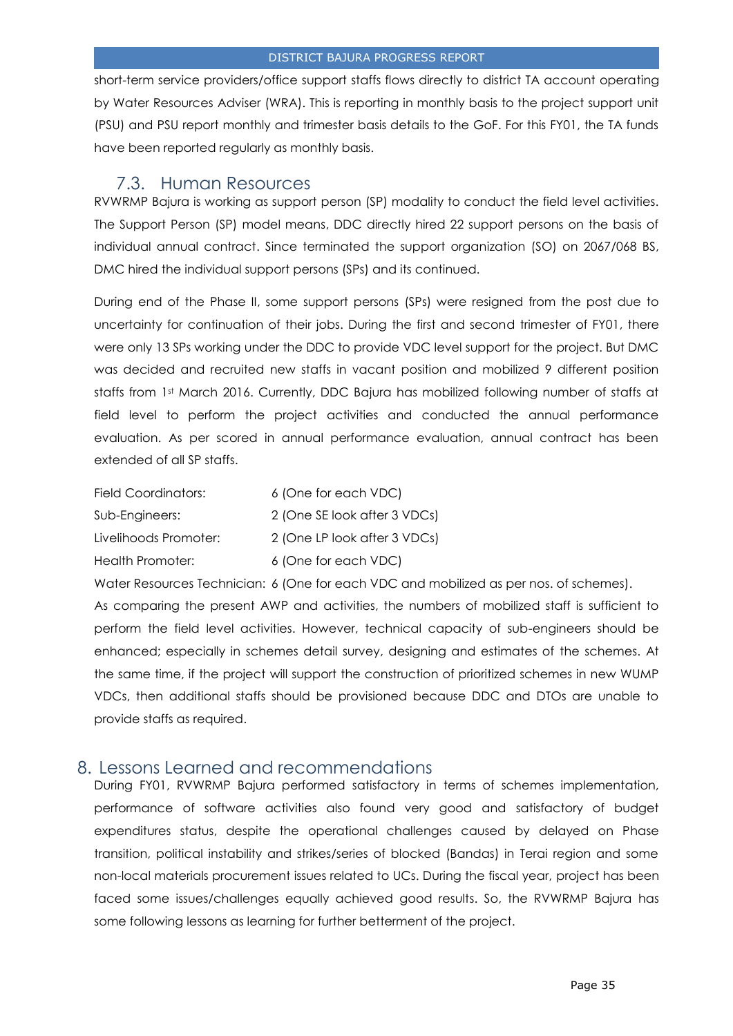short-term service providers/office support staffs flows directly to district TA account operating by Water Resources Adviser (WRA). This is reporting in monthly basis to the project support unit (PSU) and PSU report monthly and trimester basis details to the GoF. For this FY01, the TA funds have been reported regularly as monthly basis.

## 7.3. Human Resources

RVWRMP Bajura is working as support person (SP) modality to conduct the field level activities. The Support Person (SP) model means, DDC directly hired 22 support persons on the basis of individual annual contract. Since terminated the support organization (SO) on 2067/068 BS, DMC hired the individual support persons (SPs) and its continued.

During end of the Phase II, some support persons (SPs) were resigned from the post due to uncertainty for continuation of their jobs. During the first and second trimester of FY01, there were only 13 SPs working under the DDC to provide VDC level support for the project. But DMC was decided and recruited new staffs in vacant position and mobilized 9 different position staffs from 1st March 2016. Currently, DDC Bajura has mobilized following number of staffs at field level to perform the project activities and conducted the annual performance evaluation. As per scored in annual performance evaluation, annual contract has been extended of all SP staffs.

Field Coordinators: 6 (One for each VDC)
Sub-Engineers: 2 (One SE look after 3 VDCs)
Livelihoods Promoter: 2 (One LP look after 3 VDCs)
Health Promoter: 6 (One for each VDC)
Water Resources Technician: 6 (One for each VDC and mobilized as per nos. of schemes).

As comparing the present AWP and activities, the numbers of mobilized staff is sufficient to perform the field level activities. However, technical capacity of sub-engineers should be enhanced; especially in schemes detail survey, designing and estimates of the schemes. At the same time, if the project will support the construction of prioritized schemes in new WUMP VDCs, then additional staffs should be provisioned because DDC and DTOs are unable to provide staffs as required.

# 8. Lessons Learned and recommendations

During FY01, RVWRMP Bajura performed satisfactory in terms of schemes implementation, performance of software activities also found very good and satisfactory of budget expenditures status, despite the operational challenges caused by delayed on Phase transition, political instability and strikes/series of blocked (Bandas) in Terai region and some non-local materials procurement issues related to UCs. During the fiscal year, project has been faced some issues/challenges equally achieved good results. So, the RVWRMP Bajura has some following lessons as learning for further betterment of the project.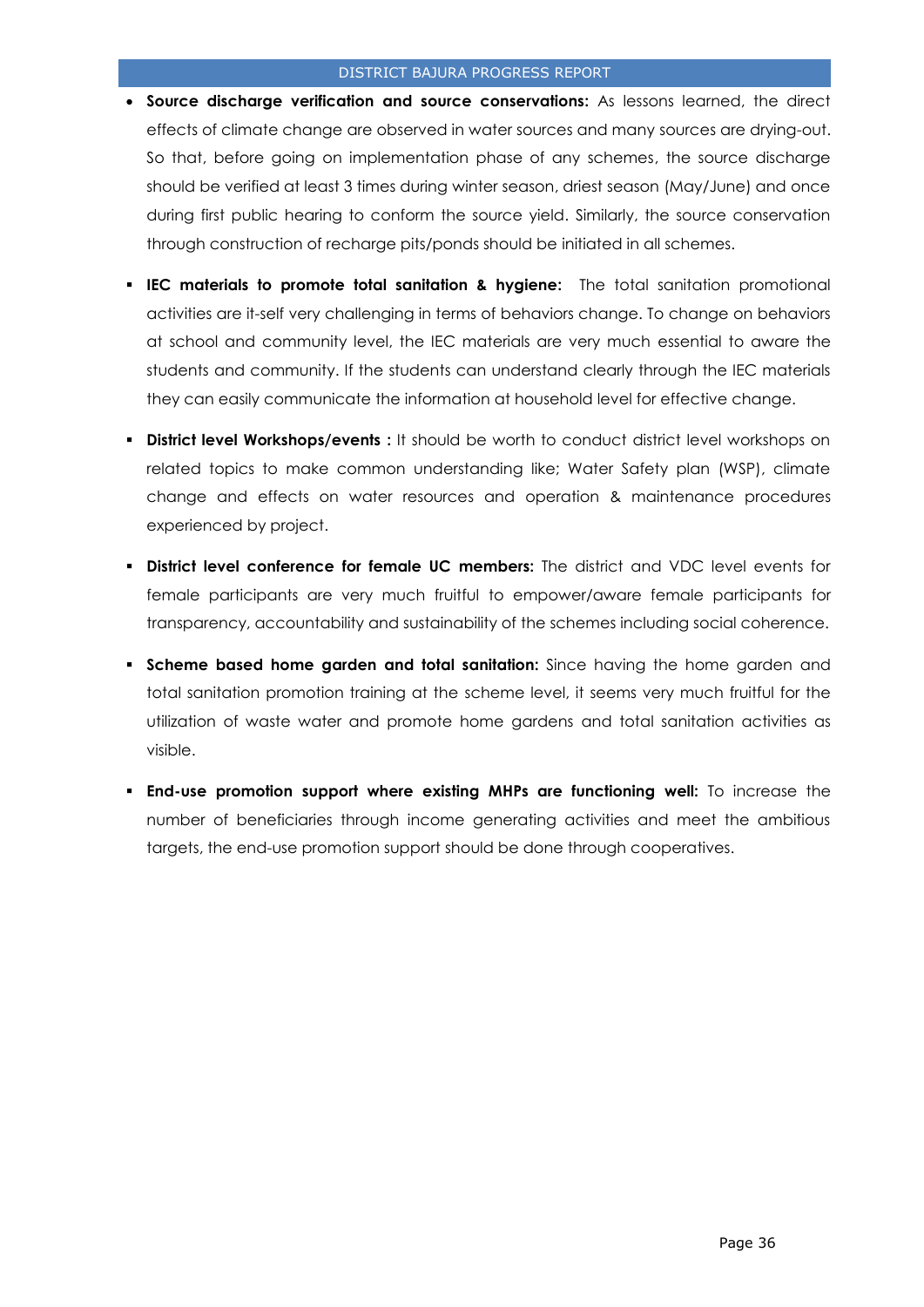- **Source discharge verification and source conservations:** As lessons learned, the direct effects of climate change are observed in water sources and many sources are drying-out. So that, before going on implementation phase of any schemes, the source discharge should be verified at least 3 times during winter season, driest season (May/June) and once during first public hearing to conform the source yield. Similarly, the source conservation through construction of recharge pits/ponds should be initiated in all schemes.

- **IEC materials to promote total sanitation & hygiene:** The total sanitation promotional activities are it-self very challenging in terms of behaviors change. To change on behaviors at school and community level, the IEC materials are very much essential to aware the students and community. If the students can understand clearly through the IEC materials they can easily communicate the information at household level for effective change.

- **District level Workshops/events :** It should be worth to conduct district level workshops on related topics to make common understanding like; Water Safety plan (WSP), climate change and effects on water resources and operation & maintenance procedures experienced by project.

- **District level conference for female UC members:** The district and VDC level events for female participants are very much fruitful to empower/aware female participants for transparency, accountability and sustainability of the schemes including social coherence.

- **Scheme based home garden and total sanitation:** Since having the home garden and total sanitation promotion training at the scheme level, it seems very much fruitful for the utilization of waste water and promote home gardens and total sanitation activities as visible.

- **End-use promotion support where existing MHPs are functioning well:** To increase the number of beneficiaries through income generating activities and meet the ambitious targets, the end-use promotion support should be done through cooperatives.